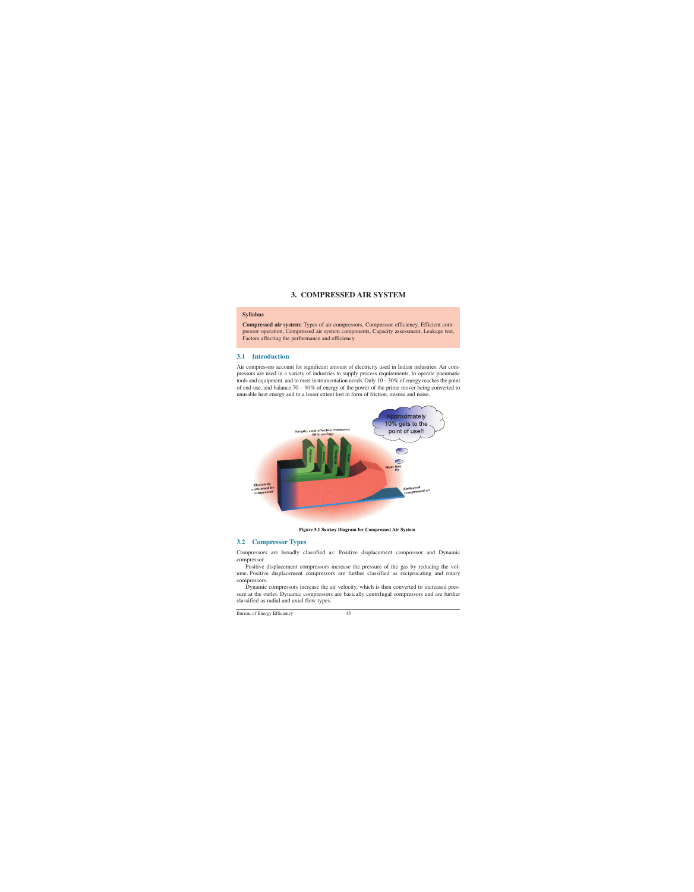# 3. COMPRESSED AIR SYSTEM

**Syllabus**

**Compressed air system:** Types of air compressors, Compressor efficiency, Efficient compressor operation, Compressed air system components, Capacity assessment, Leakage test, Factors affecting the performance and efficiency

## 3.1 Introduction

Air compressors account for significant amount of electricity used in Indian industries. Air compressors are used in a variety of industries to supply process requirements, to operate pneumatic tools and equipment, and to meet instrumentation needs. Only 10 – 30% of energy reaches the point of end-use, and balance 70 – 90% of energy of the power of the prime mover being converted to unusable heat energy and to a lesser extent lost in form of friction, misuse and noise.

Figure 3.1 Sankey Diagram for Compressed Air System

## 3.2 Compressor Types

Compressors are broadly classified as: Positive displacement compressor and Dynamic compressor.

Positive displacement compressors increase the pressure of the gas by reducing the volume. Positive displacement compressors are further classified as reciprocating and rotary compressors.

Dynamic compressors increase the air velocity, which is then converted to increased pressure at the outlet. Dynamic compressors are basically centrifugal compressors and are further classified as radial and axial flow types.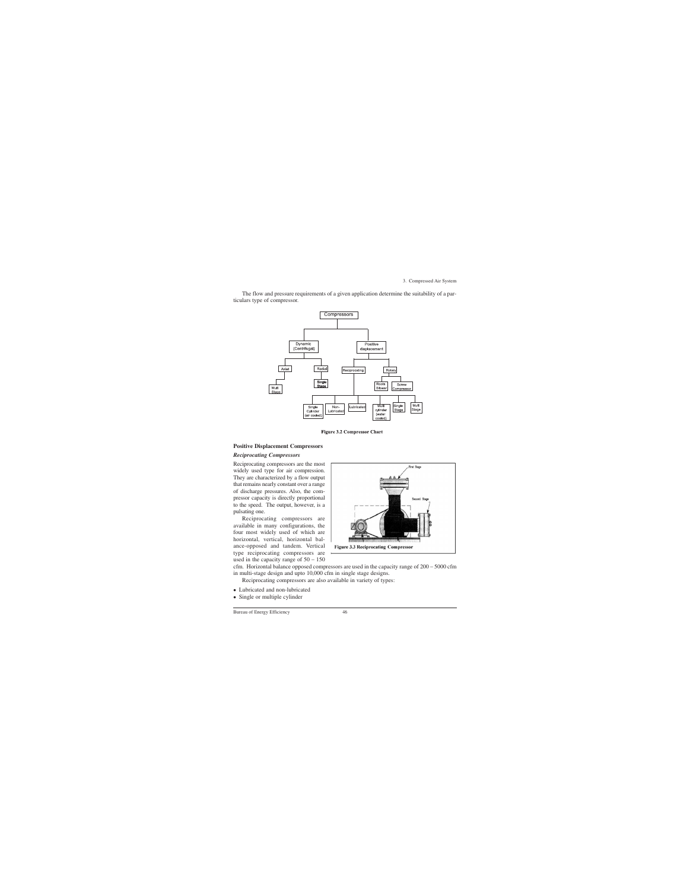The flow and pressure requirements of a given application determine the suitability of a particulars type of compressor.

**Figure 3.2 Compressor Chart**

## Positive Displacement Compressors

### *Reciprocating Compressors*

Reciprocating compressors are the most widely used type for air compression. They are characterized by a flow output that remains nearly constant over a range of discharge pressures. Also, the compressor capacity is directly proportional to the speed. The output, however, is a pulsating one.

Reciprocating compressors are available in many configurations, the four most widely used of which are horizontal, vertical, horizontal balance-opposed and tandem. Vertical type reciprocating compressors are used in the capacity range of 50 – 150 cfm. Horizontal balance opposed compressors are used in the capacity range of 200 – 5000 cfm in multi-stage design and upto 10,000 cfm in single stage designs.

**Figure 3.3 Reciprocating Compressor**

Reciprocating compressors are also available in variety of types:

- Lubricated and non-lubricated
- Single or multiple cylinder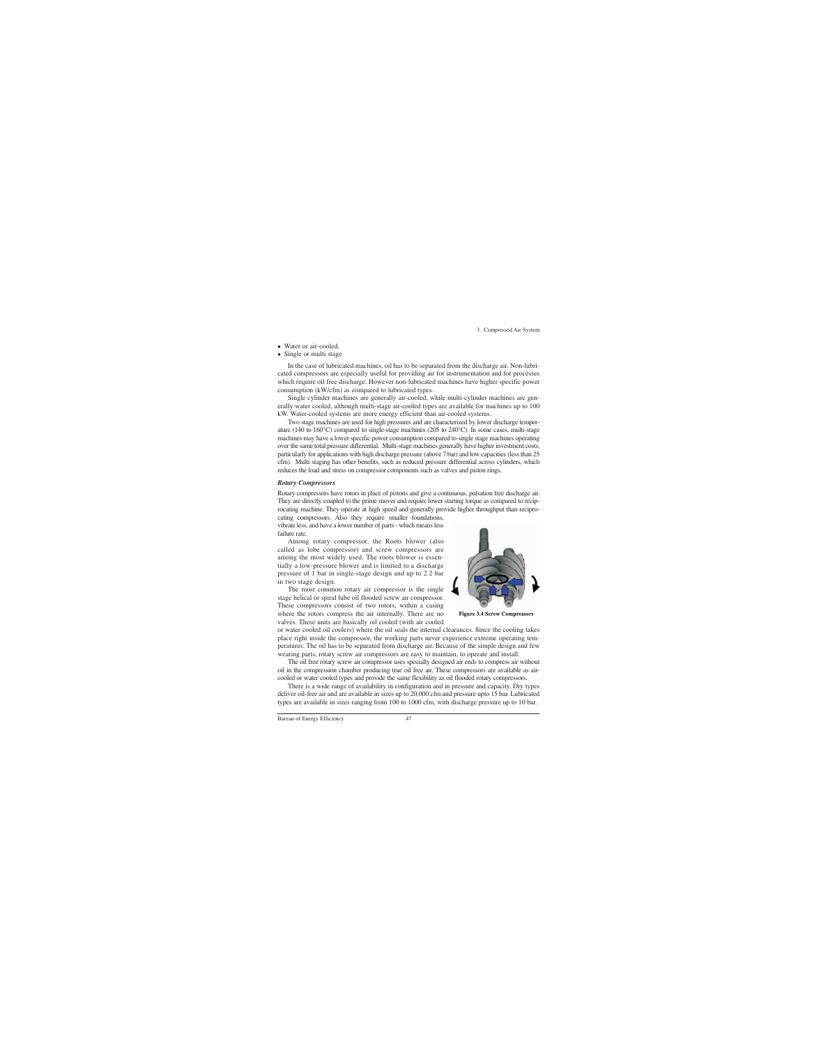- Water or air-cooled.
- Single or multi stage

In the case of lubricated machines, oil has to be separated from the discharge air. Non-lubricated compressors are especially useful for providing air for instrumentation and for processes which require oil free discharge. However non-lubricated machines have higher specific power consumption (kW/cfm) as compared to lubricated types.

Single cylinder machines are generally air-cooled, while multi-cylinder machines are generally water cooled, although multi-stage air-cooled types are available for machines up to 100 kW. Water-cooled systems are more energy efficient than air-cooled systems.

Two stage machines are used for high pressures and are characterized by lower discharge temperature (140 to 160°C) compared to single-stage machines (205 to 240°C). In some cases, multi-stage machines may have a lower specific power consumption compared to single stage machines operating over the same total pressure differential. Multi-stage machines generally have higher investment costs, particularly for applications with high discharge pressure (above 7 bar) and low capacities (less than 25 cfm). Multi staging has other benefits, such as reduced pressure differential across cylinders, which reduces the load and stress on compressor components such as valves and piston rings.

### *Rotary Compressors*

Rotary compressors have rotors in place of pistons and give a continuous, pulsation free discharge air. They are directly coupled to the prime mover and require lower starting torque as compared to reciprocating machine. They operate at high speed and generally provide higher throughput than reciprocating compressors. Also they require smaller foundations, vibrate less, and have a lower number of parts - which means less failure rate.

Among rotary compressor, the Roots blower (also called as lobe compressor) and screw compressors are among the most widely used. The roots blower is essentially a low-pressure blower and is limited to a discharge pressure of 1 bar in single-stage design and up to 2.2 bar in two stage design.

The most common rotary air compressor is the single stage helical or spiral lube oil flooded screw air compressor. These compressors consist of two rotors, within a casing where the rotors compress the air internally. There are no valves. These units are basically oil cooled (with air cooled or water cooled oil coolers) where the oil seals the internal clearances. Since the cooling takes place right inside the compressor, the working parts never experience extreme operating temperatures. The oil has to be separated from discharge air. Because of the simple design and few wearing parts, rotary screw air compressors are easy to maintain, to operate and install.

**Figure 3.4 Screw Compressors**

The oil free rotary screw air compressor uses specially designed air ends to compress air without oil in the compression chamber producing true oil free air. These compressors are available as air-cooled or water cooled types and provide the same flexibility as oil flooded rotary compressors.

There is a wide range of availability in configuration and in pressure and capacity. Dry types deliver oil-free air and are available in sizes up to 20,000 cfm and pressure upto 15 bar. Lubricated types are available in sizes ranging from 100 to 1000 cfm, with discharge pressure up to 10 bar.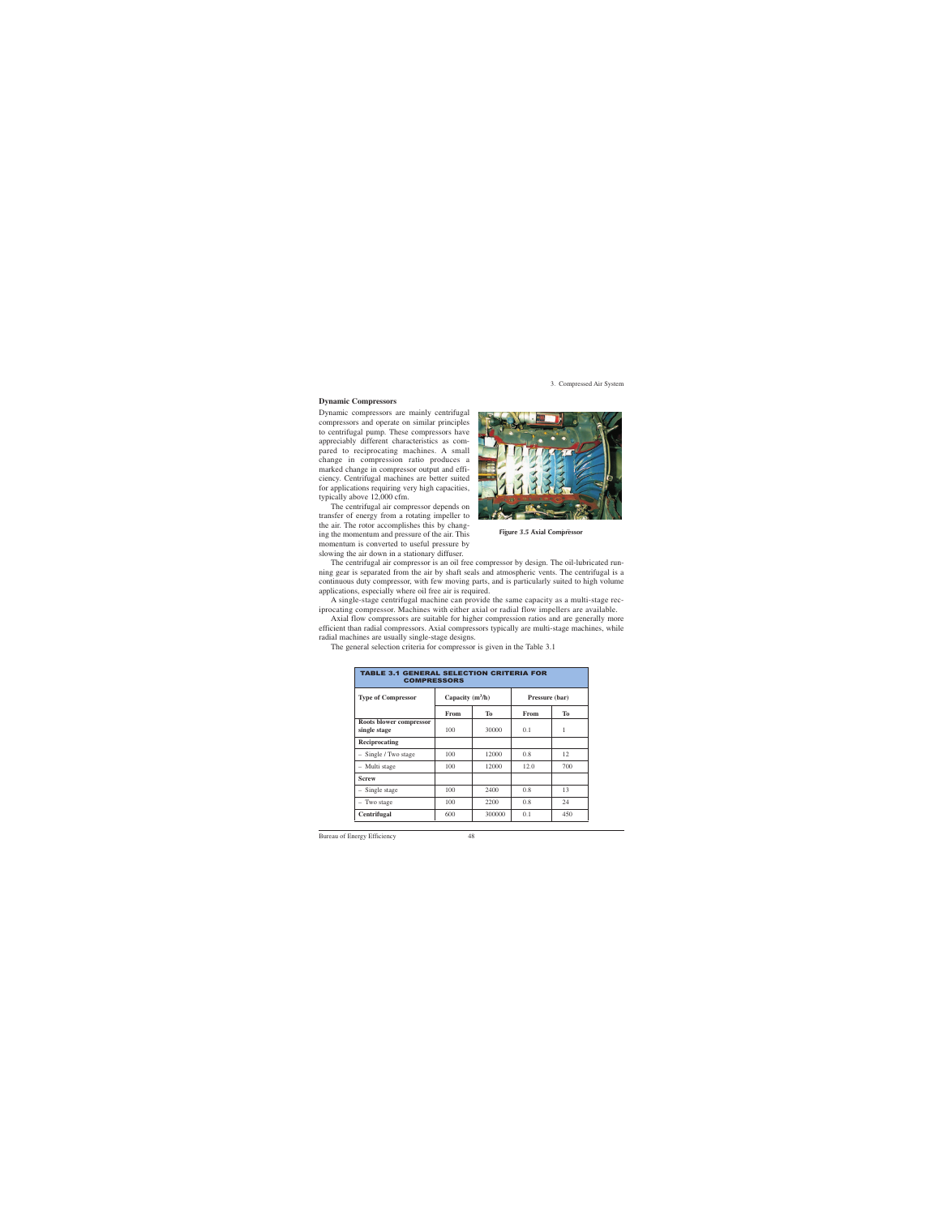### Dynamic Compressors

Dynamic compressors are mainly centrifugal compressors and operate on similar principles to centrifugal pump. These compressors have appreciably different characteristics as compared to reciprocating machines. A small change in compression ratio produces a marked change in compressor output and efficiency. Centrifugal machines are better suited for applications requiring very high capacities, typically above 12,000 cfm.

The centrifugal air compressor depends on transfer of energy from a rotating impeller to the air. The rotor accomplishes this by changing the momentum and pressure of the air. This momentum is converted to useful pressure by slowing the air down in a stationary diffuser.

Figure 3.5 Axial Compressor

The centrifugal air compressor is an oil free compressor by design. The oil-lubricated running gear is separated from the air by shaft seals and atmospheric vents. The centrifugal is a continuous duty compressor, with few moving parts, and is particularly suited to high volume applications, especially where oil free air is required.

A single-stage centrifugal machine can provide the same capacity as a multi-stage reciprocating compressor. Machines with either axial or radial flow impellers are available.

Axial flow compressors are suitable for higher compression ratios and are generally more efficient than radial compressors. Axial compressors typically are multi-stage machines, while radial machines are usually single-stage designs.

The general selection criteria for compressor is given in the Table 3.1

**TABLE 3.1 GENERAL SELECTION CRITERIA FOR COMPRESSORS**

| Type of Compressor | Capacity ($m^3/h$) | | Pressure (bar) | |
|---|---|---|---|---|
| | From | To | From | To |
| **Roots blower compressor single stage** | 100 | 30000 | 0.1 | 1 |
| **Reciprocating** | | | | |
| – Single / Two stage | 100 | 12000 | 0.8 | 12 |
| – Multi stage | 100 | 12000 | 12.0 | 700 |
| **Screw** | | | | |
| – Single stage | 100 | 2400 | 0.8 | 13 |
| – Two stage | 100 | 2200 | 0.8 | 24 |
| **Centrifugal** | 600 | 300000 | 0.1 | 450 |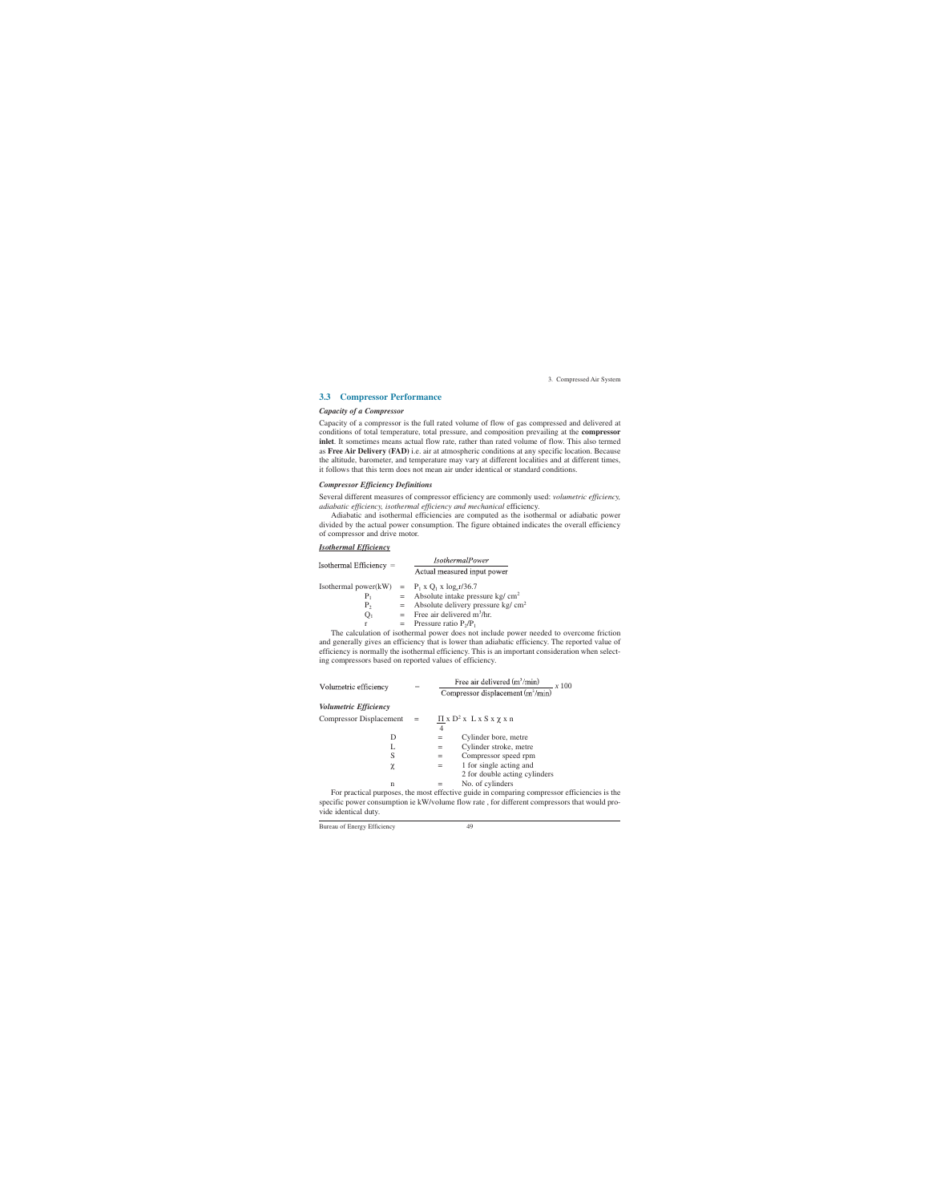## 3.3 Compressor Performance

### *Capacity of a Compressor*

Capacity of a compressor is the full rated volume of flow of gas compressed and delivered at conditions of total temperature, total pressure, and composition prevailing at the **compressor inlet**. It sometimes means actual flow rate, rather than rated volume of flow. This also termed as **Free Air Delivery (FAD)** i.e. air at atmospheric conditions at any specific location. Because the altitude, barometer, and temperature may vary at different localities and at different times, it follows that this term does not mean air under identical or standard conditions.

### *Compressor Efficiency Definitions*

Several different measures of compressor efficiency are commonly used: *volumetric efficiency, adiabatic efficiency, isothermal efficiency and mechanical* efficiency.

Adiabatic and isothermal efficiencies are computed as the isothermal or adiabatic power divided by the actual power consumption. The figure obtained indicates the overall efficiency of compressor and drive motor.

***Isothermal Efficiency***

$$\text{Isothermal Efficiency} = \frac{\textit{IsothermalPower}}{\text{Actual measured input power}}$$

Isothermal power(kW) = $P_1 \times Q_1 \times \log_e r / 36.7$

- $P_1$ = Absolute intake pressure kg/ cm$^2$
- $P_2$ = Absolute delivery pressure kg/ cm$^2$
- $Q_1$ = Free air delivered m$^3$/hr.
- $r$ = Pressure ratio $P_2/P_1$

The calculation of isothermal power does not include power needed to overcome friction and generally gives an efficiency that is lower than adiabatic efficiency. The reported value of efficiency is normally the isothermal efficiency. This is an important consideration when selecting compressors based on reported values of efficiency.

$$\text{Volumetric efficiency} = \frac{\text{Free air delivered (m}^3\text{/min)}}{\text{Compressor displacement (m}^3\text{/min)}} \times 100$$

***Volumetric Efficiency***

$$\text{Compressor Displacement} = \frac{\Pi}{4} \times D^2 \times L \times S \times \chi \times n$$

- $D$ = Cylinder bore, metre
- $L$ = Cylinder stroke, metre
- $S$ = Compressor speed rpm
- $\chi$ = 1 for single acting and 2 for double acting cylinders
- $n$ = No. of cylinders

For practical purposes, the most effective guide in comparing compressor efficiencies is the specific power consumption ie kW/volume flow rate , for different compressors that would provide identical duty.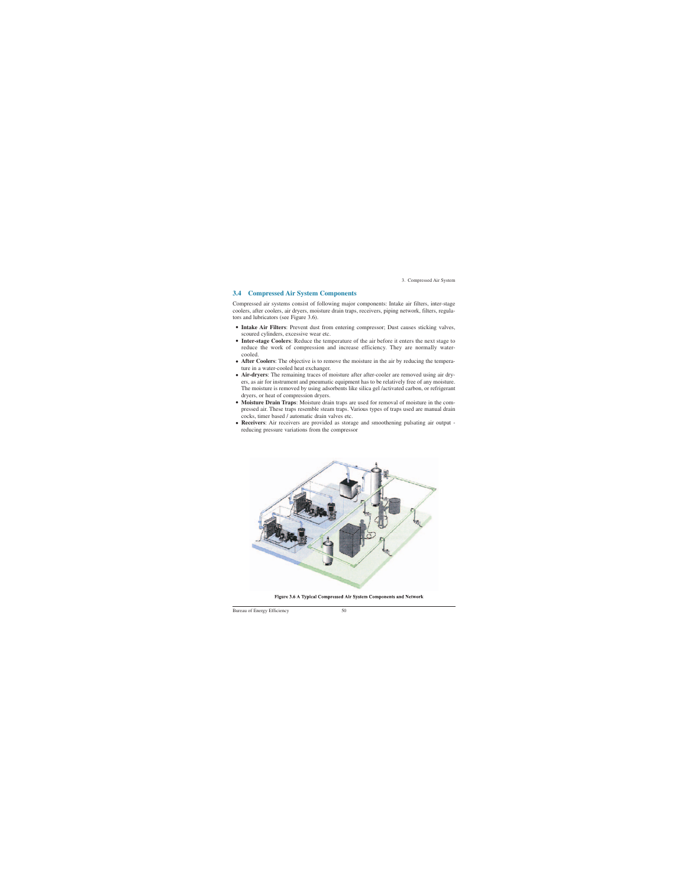## 3.4 Compressed Air System Components

Compressed air systems consist of following major components: Intake air filters, inter-stage coolers, after coolers, air dryers, moisture drain traps, receivers, piping network, filters, regulators and lubricators (see Figure 3.6).

- **Intake Air Filters**: Prevent dust from entering compressor; Dust causes sticking valves, scoured cylinders, excessive wear etc.
- **Inter-stage Coolers**: Reduce the temperature of the air before it enters the next stage to reduce the work of compression and increase efficiency. They are normally water-cooled.
- **After Coolers**: The objective is to remove the moisture in the air by reducing the temperature in a water-cooled heat exchanger.
- **Air-dryers**: The remaining traces of moisture after after-cooler are removed using air dryers, as air for instrument and pneumatic equipment has to be relatively free of any moisture. The moisture is removed by using adsorbents like silica gel /activated carbon, or refrigerant dryers, or heat of compression dryers.
- **Moisture Drain Traps**: Moisture drain traps are used for removal of moisture in the compressed air. These traps resemble steam traps. Various types of traps used are manual drain cocks, timer based / automatic drain valves etc.
- **Receivers**: Air receivers are provided as storage and smoothening pulsating air output - reducing pressure variations from the compressor

Figure 3.6 A Typical Compressed Air System Components and Network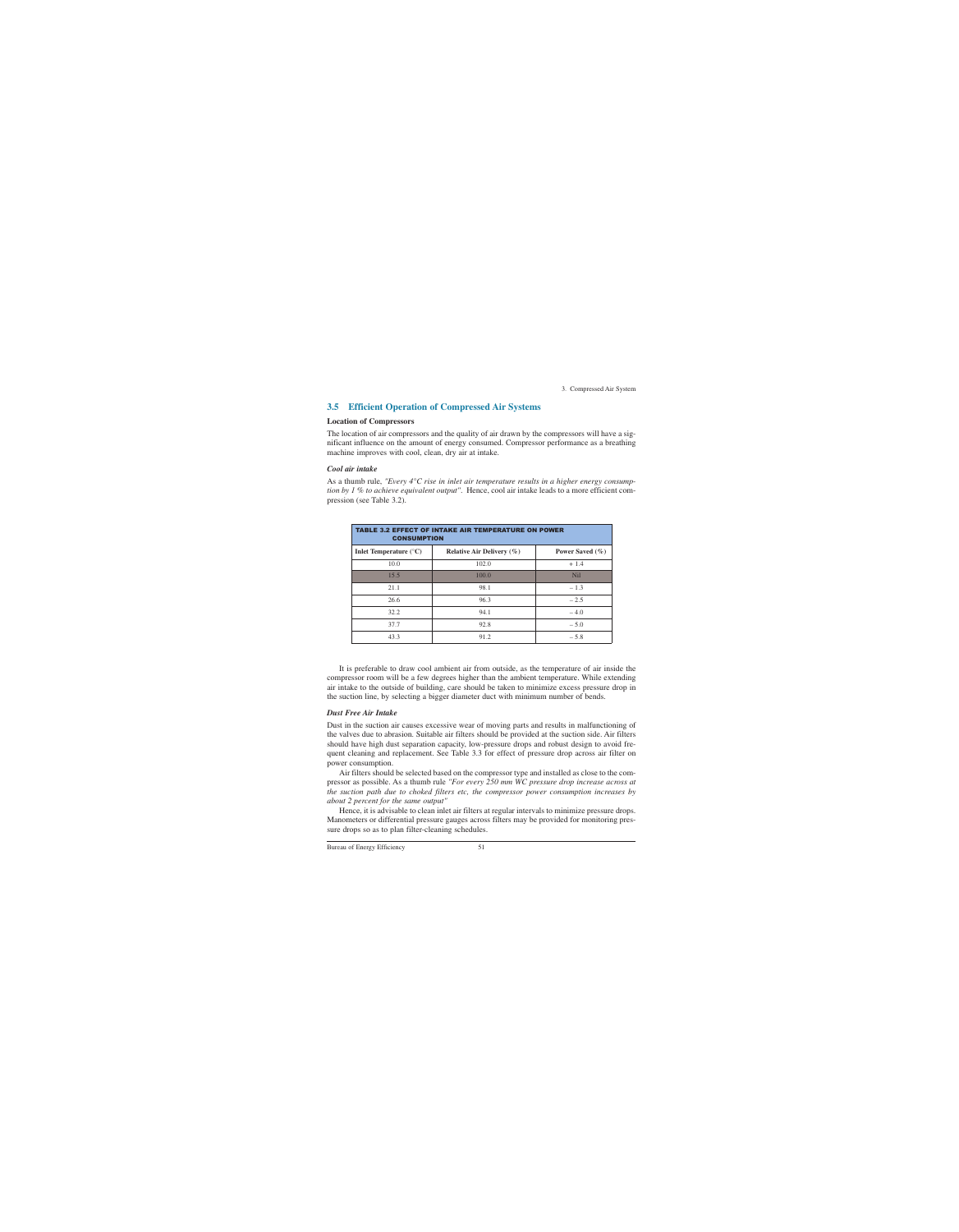## 3.5 Efficient Operation of Compressed Air Systems

### Location of Compressors

The location of air compressors and the quality of air drawn by the compressors will have a significant influence on the amount of energy consumed. Compressor performance as a breathing machine improves with cool, clean, dry air at intake.

#### *Cool air intake*

As a thumb rule, *"Every 4°C rise in inlet air temperature results in a higher energy consumption by 1 % to achieve equivalent output".* Hence, cool air intake leads to a more efficient compression (see Table 3.2).

**TABLE 3.2 EFFECT OF INTAKE AIR TEMPERATURE ON POWER CONSUMPTION**

| Inlet Temperature (°C) | Relative Air Delivery (%) | Power Saved (%) |
|---|---|---|
| 10.0 | 102.0 | + 1.4 |
| 15.5 | 100.0 | Nil |
| 21.1 | 98.1 | – 1.3 |
| 26.6 | 96.3 | – 2.5 |
| 32.2 | 94.1 | – 4.0 |
| 37.7 | 92.8 | – 5.0 |
| 43.3 | 91.2 | – 5.8 |

It is preferable to draw cool ambient air from outside, as the temperature of air inside the compressor room will be a few degrees higher than the ambient temperature. While extending air intake to the outside of building, care should be taken to minimize excess pressure drop in the suction line, by selecting a bigger diameter duct with minimum number of bends.

#### *Dust Free Air Intake*

Dust in the suction air causes excessive wear of moving parts and results in malfunctioning of the valves due to abrasion. Suitable air filters should be provided at the suction side. Air filters should have high dust separation capacity, low-pressure drops and robust design to avoid frequent cleaning and replacement. See Table 3.3 for effect of pressure drop across air filter on power consumption.

Air filters should be selected based on the compressor type and installed as close to the compressor as possible. As a thumb rule *"For every 250 mm WC pressure drop increase across at the suction path due to choked filters etc, the compressor power consumption increases by about 2 percent for the same output"*

Hence, it is advisable to clean inlet air filters at regular intervals to minimize pressure drops. Manometers or differential pressure gauges across filters may be provided for monitoring pressure drops so as to plan filter-cleaning schedules.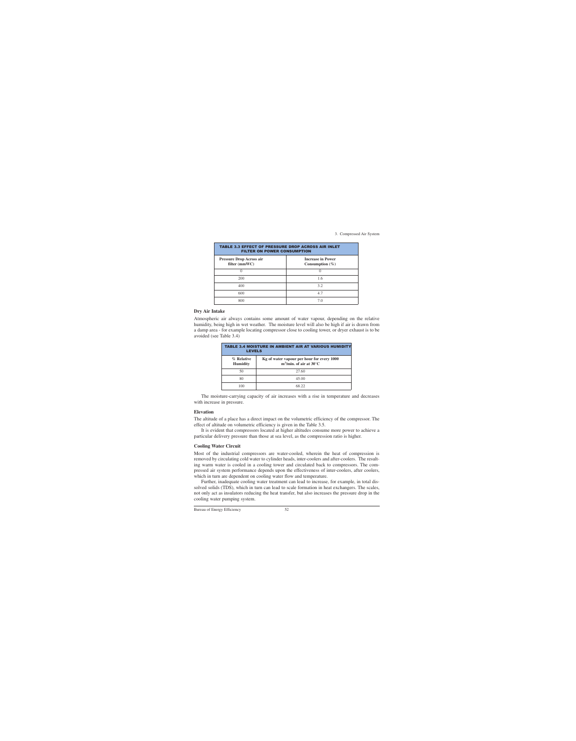**TABLE 3.3 EFFECT OF PRESSURE DROP ACROSS AIR INLET FILTER ON POWER CONSUMPTION**

| Pressure Drop Across air filter (mmWC) | Increase in Power Consumption (%) |
|---|---|
| 0 | 0 |
| 200 | 1.6 |
| 400 | 3.2 |
| 600 | 4.7 |
| 800 | 7.0 |

### Dry Air Intake

Atmospheric air always contains some amount of water vapour, depending on the relative humidity, being high in wet weather. The moisture level will also be high if air is drawn from a damp area - for example locating compressor close to cooling tower, or dryer exhaust is to be avoided (see Table 3.4)

**TABLE 3.4 MOISTURE IN AMBIENT AIR AT VARIOUS HUMIDITY LEVELS**

| % Relative Humidity | Kg of water vapour per hour for every 1000 $m^3$/min. of air at 30°C |
|---|---|
| 50 | 27.60 |
| 80 | 45.00 |
| 100 | 68.22 |

The moisture-carrying capacity of air increases with a rise in temperature and decreases with increase in pressure.

### Elevation

The altitude of a place has a direct impact on the volumetric efficiency of the compressor. The effect of altitude on volumetric efficiency is given in the Table 3.5.

It is evident that compressors located at higher altitudes consume more power to achieve a particular delivery pressure than those at sea level, as the compression ratio is higher.

### Cooling Water Circuit

Most of the industrial compressors are water-cooled, wherein the heat of compression is removed by circulating cold water to cylinder heads, inter-coolers and after-coolers. The resulting warm water is cooled in a cooling tower and circulated back to compressors. The compressed air system performance depends upon the effectiveness of inter-coolers, after coolers, which in turn are dependent on cooling water flow and temperature.

Further, inadequate cooling water treatment can lead to increase, for example, in total dissolved solids (TDS), which in turn can lead to scale formation in heat exchangers. The scales, not only act as insulators reducing the heat transfer, but also increases the pressure drop in the cooling water pumping system.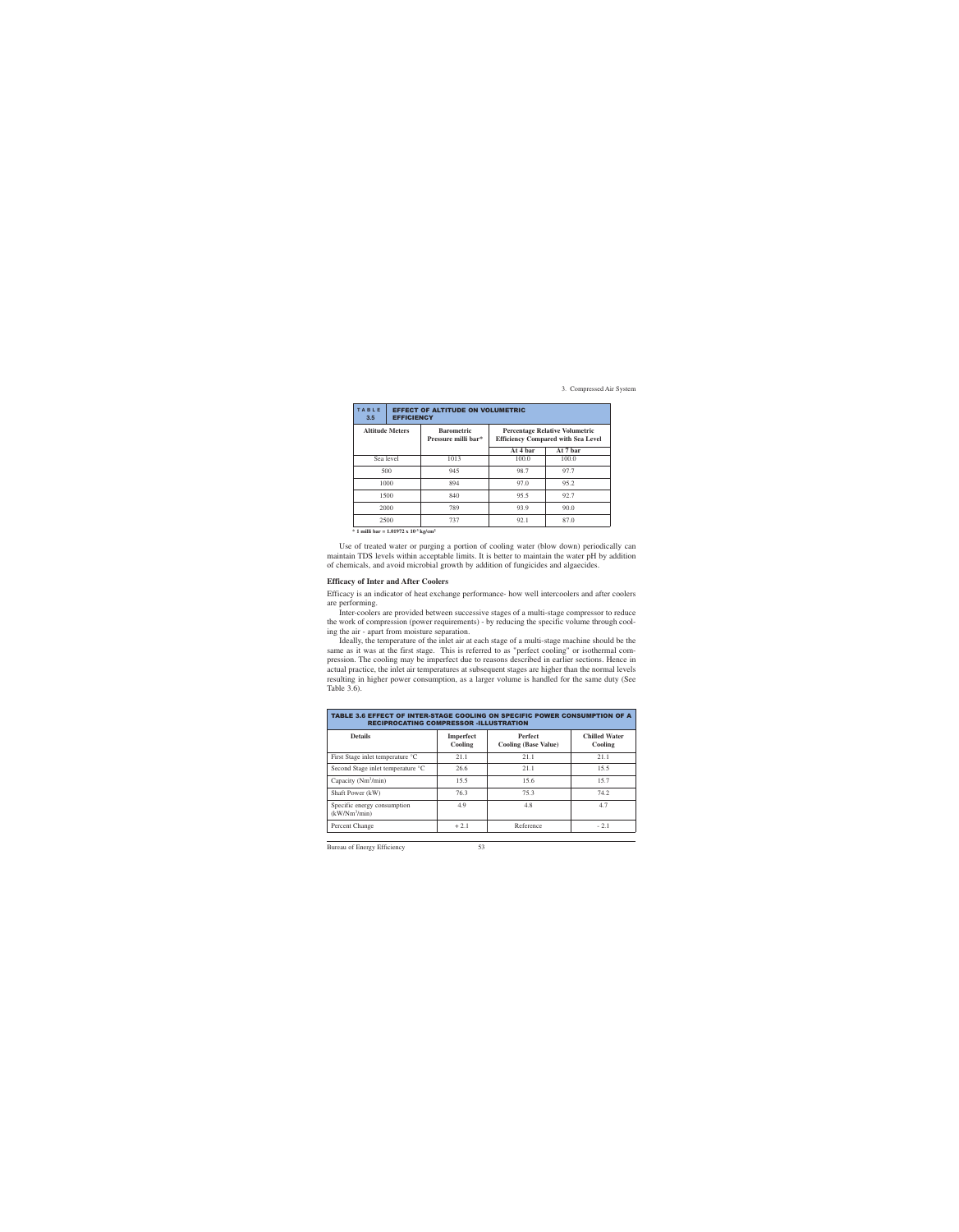**TABLE 3.5 EFFECT OF ALTITUDE ON VOLUMETRIC EFFICIENCY**

| Altitude Meters | Barometric Pressure milli bar* | Percentage Relative Volumetric Efficiency Compared with Sea Level | |
|---|---|---|---|
| | | At 4 bar | At 7 bar |
| Sea level | 1013 | 100.0 | 100.0 |
| 500 | 945 | 98.7 | 97.7 |
| 1000 | 894 | 97.0 | 95.2 |
| 1500 | 840 | 95.5 | 92.7 |
| 2000 | 789 | 93.9 | 90.0 |
| 2500 | 737 | 92.1 | 87.0 |

\* 1 milli bar = $1.01972 \times 10^{-3}$ kg/cm²

Use of treated water or purging a portion of cooling water (blow down) periodically can maintain TDS levels within acceptable limits. It is better to maintain the water pH by addition of chemicals, and avoid microbial growth by addition of fungicides and algaecides.

### Efficacy of Inter and After Coolers

Efficacy is an indicator of heat exchange performance- how well intercoolers and after coolers are performing.

Inter-coolers are provided between successive stages of a multi-stage compressor to reduce the work of compression (power requirements) - by reducing the specific volume through cooling the air - apart from moisture separation.

Ideally, the temperature of the inlet air at each stage of a multi-stage machine should be the same as it was at the first stage. This is referred to as "perfect cooling" or isothermal compression. The cooling may be imperfect due to reasons described in earlier sections. Hence in actual practice, the inlet air temperatures at subsequent stages are higher than the normal levels resulting in higher power consumption, as a larger volume is handled for the same duty (See Table 3.6).

**TABLE 3.6 EFFECT OF INTER-STAGE COOLING ON SPECIFIC POWER CONSUMPTION OF A RECIPROCATING COMPRESSOR -ILLUSTRATION**

| Details | Imperfect Cooling | Perfect Cooling (Base Value) | Chilled Water Cooling |
|---|---|---|---|
| First Stage inlet temperature °C | 21.1 | 21.1 | 21.1 |
| Second Stage inlet temperature °C | 26.6 | 21.1 | 15.5 |
| Capacity (Nm³/min) | 15.5 | 15.6 | 15.7 |
| Shaft Power (kW) | 76.3 | 75.3 | 74.2 |
| Specific energy consumption (kW/Nm³/min) | 4.9 | 4.8 | 4.7 |
| Percent Change | + 2.1 | Reference | - 2.1 |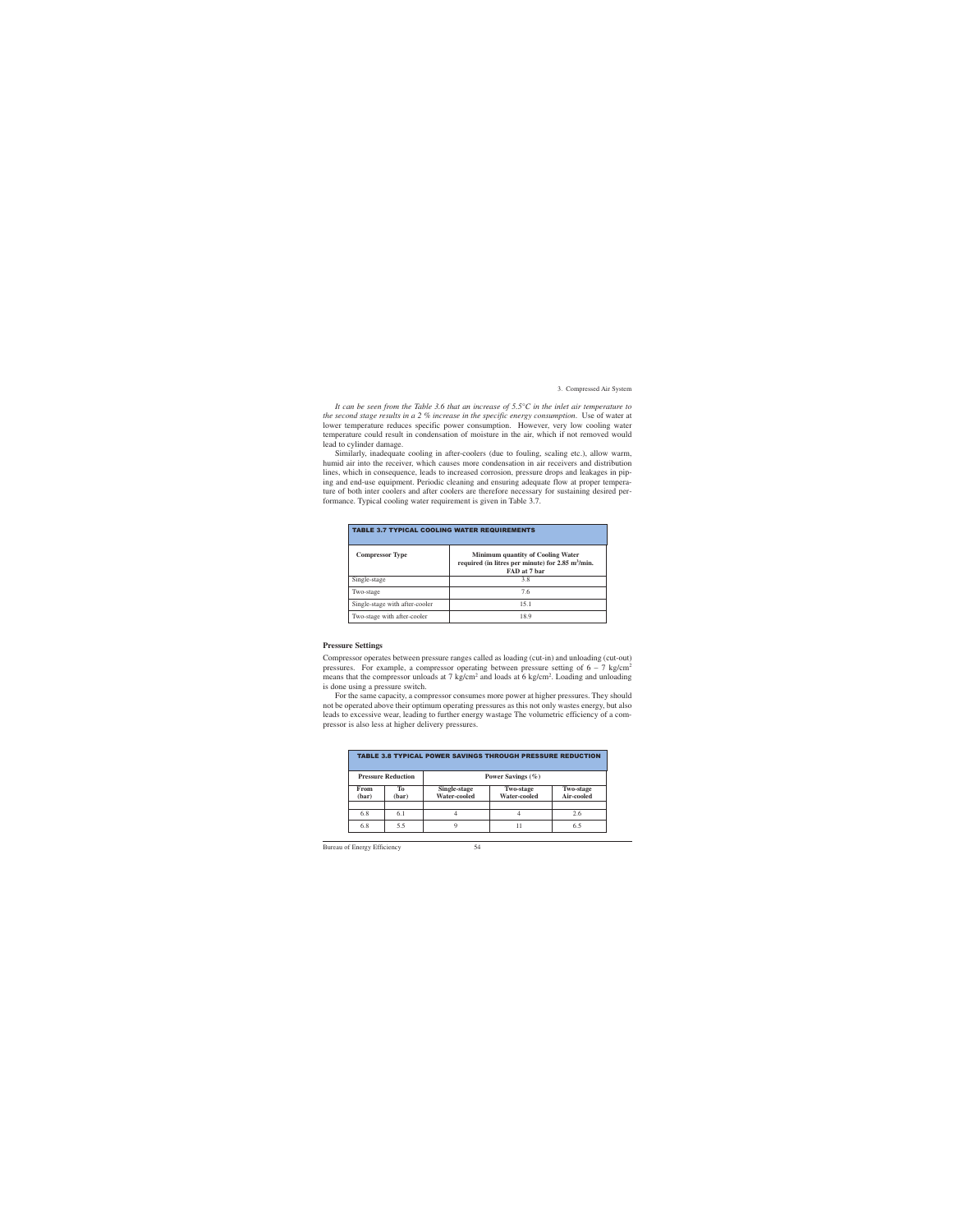*It can be seen from the Table 3.6 that an increase of 5.5°C in the inlet air temperature to the second stage results in a 2 % increase in the specific energy consumption.* Use of water at lower temperature reduces specific power consumption. However, very low cooling water temperature could result in condensation of moisture in the air, which if not removed would lead to cylinder damage.

Similarly, inadequate cooling in after-coolers (due to fouling, scaling etc.), allow warm, humid air into the receiver, which causes more condensation in air receivers and distribution lines, which in consequence, leads to increased corrosion, pressure drops and leakages in piping and end-use equipment. Periodic cleaning and ensuring adequate flow at proper temperature of both inter coolers and after coolers are therefore necessary for sustaining desired performance. Typical cooling water requirement is given in Table 3.7.

**TABLE 3.7 TYPICAL COOLING WATER REQUIREMENTS**

| Compressor Type | Minimum quantity of Cooling Water required (in litres per minute) for 2.85 $m^3$/min. FAD at 7 bar |
|---|---|
| Single-stage | 3.8 |
| Two-stage | 7.6 |
| Single-stage with after-cooler | 15.1 |
| Two-stage with after-cooler | 18.9 |

### Pressure Settings

Compressor operates between pressure ranges called as loading (cut-in) and unloading (cut-out) pressures. For example, a compressor operating between pressure setting of 6 – 7 kg/cm² means that the compressor unloads at 7 kg/cm² and loads at 6 kg/cm². Loading and unloading is done using a pressure switch.

For the same capacity, a compressor consumes more power at higher pressures. They should not be operated above their optimum operating pressures as this not only wastes energy, but also leads to excessive wear, leading to further energy wastage The volumetric efficiency of a compressor is also less at higher delivery pressures.

**TABLE 3.8 TYPICAL POWER SAVINGS THROUGH PRESSURE REDUCTION**

| Pressure Reduction | | Power Savings (%) | | |
|---|---|---|---|---|
| From (bar) | To (bar) | Single-stage Water-cooled | Two-stage Water-cooled | Two-stage Air-cooled |
| 6.8 | 6.1 | 4 | 4 | 2.6 |
| 6.8 | 5.5 | 9 | 11 | 6.5 |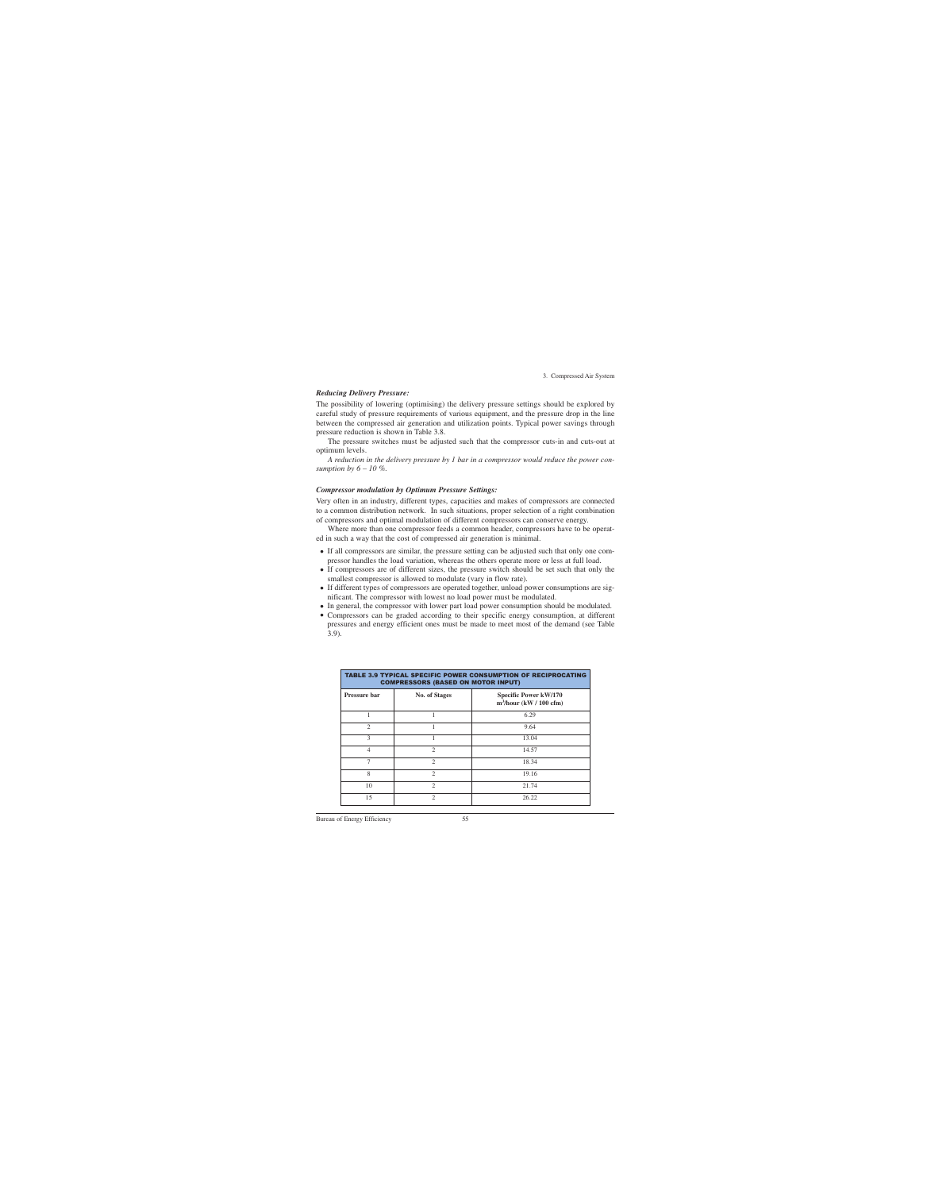### *Reducing Delivery Pressure:*

The possibility of lowering (optimising) the delivery pressure settings should be explored by careful study of pressure requirements of various equipment, and the pressure drop in the line between the compressed air generation and utilization points. Typical power savings through pressure reduction is shown in Table 3.8.

The pressure switches must be adjusted such that the compressor cuts-in and cuts-out at optimum levels.

*A reduction in the delivery pressure by 1 bar in a compressor would reduce the power consumption by 6 – 10 %.*

### *Compressor modulation by Optimum Pressure Settings:*

Very often in an industry, different types, capacities and makes of compressors are connected to a common distribution network. In such situations, proper selection of a right combination of compressors and optimal modulation of different compressors can conserve energy.

Where more than one compressor feeds a common header, compressors have to be operated in such a way that the cost of compressed air generation is minimal.

- If all compressors are similar, the pressure setting can be adjusted such that only one compressor handles the load variation, whereas the others operate more or less at full load.
- If compressors are of different sizes, the pressure switch should be set such that only the smallest compressor is allowed to modulate (vary in flow rate).
- If different types of compressors are operated together, unload power consumptions are significant. The compressor with lowest no load power must be modulated.
- In general, the compressor with lower part load power consumption should be modulated.
- Compressors can be graded according to their specific energy consumption, at different pressures and energy efficient ones must be made to meet most of the demand (see Table 3.9).

**TABLE 3.9 TYPICAL SPECIFIC POWER CONSUMPTION OF RECIPROCATING COMPRESSORS (BASED ON MOTOR INPUT)**

| Pressure bar | No. of Stages | Specific Power kW/170 $m^3$/hour (kW / 100 cfm) |
|---|---|---|
| 1 | 1 | 6.29 |
| 2 | 1 | 9.64 |
| 3 | 1 | 13.04 |
| 4 | 2 | 14.57 |
| 7 | 2 | 18.34 |
| 8 | 2 | 19.16 |
| 10 | 2 | 21.74 |
| 15 | 2 | 26.22 |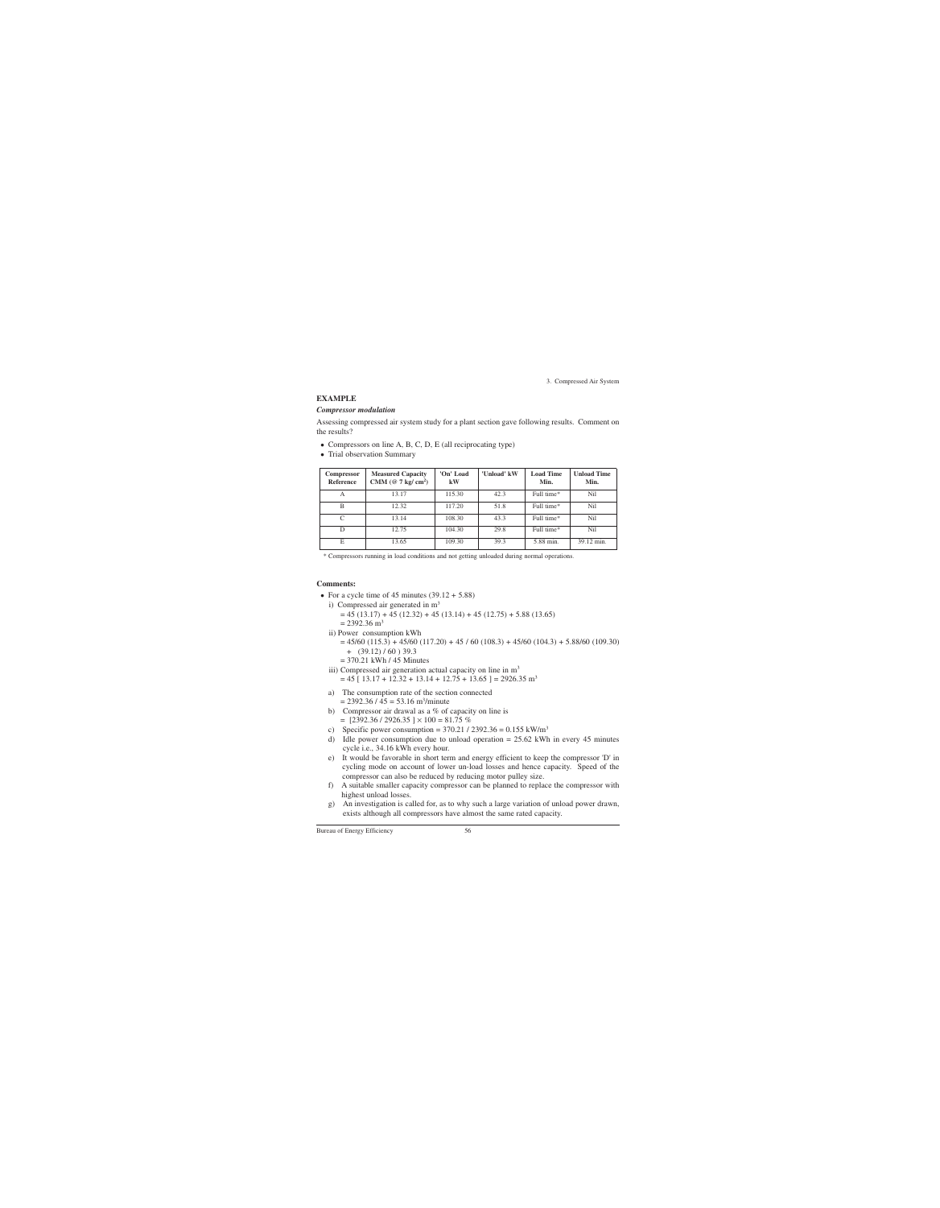## EXAMPLE

### *Compressor modulation*

Assessing compressed air system study for a plant section gave following results. Comment on the results?

- Compressors on line A, B, C, D, E (all reciprocating type)
- Trial observation Summary

| Compressor Reference | Measured Capacity CMM (@ 7 kg/ cm$^2$) | 'On' Load kW | 'Unload' kW | Load Time Min. | Unload Time Min. |
|---|---|---|---|---|---|
| A | 13.17 | 115.30 | 42.3 | Full time* | Nil |
| B | 12.32 | 117.20 | 51.8 | Full time* | Nil |
| C | 13.14 | 108.30 | 43.3 | Full time* | Nil |
| D | 12.75 | 104.30 | 29.8 | Full time* | Nil |
| E | 13.65 | 109.30 | 39.3 | 5.88 min. | 39.12 min. |

\* Compressors running in load conditions and not getting unloaded during normal operations.

**Comments:**

- For a cycle time of 45 minutes (39.12 + 5.88)
  - i) Compressed air generated in m$^3$
    = 45 (13.17) + 45 (12.32) + 45 (13.14) + 45 (12.75) + 5.88 (13.65)
    = 2392.36 m$^3$
  - ii) Power consumption kWh
    = 45/60 (115.3) + 45/60 (117.20) + 45 / 60 (108.3) + 45/60 (104.3) + 5.88/60 (109.30) + (39.12) / 60 ) 39.3
    = 370.21 kWh / 45 Minutes
  - iii) Compressed air generation actual capacity on line in m$^3$
    = 45 [ 13.17 + 12.32 + 13.14 + 12.75 + 13.65 ] = 2926.35 m$^3$

a) The consumption rate of the section connected
   = 2392.36 / 45 = 53.16 m$^3$/minute

b) Compressor air drawal as a % of capacity on line is
   = [2392.36 / 2926.35 ] × 100 = 81.75 %

c) Specific power consumption = 370.21 / 2392.36 = 0.155 kW/m$^3$

d) Idle power consumption due to unload operation = 25.62 kWh in every 45 minutes cycle i.e., 34.16 kWh every hour.

e) It would be favorable in short term and energy efficient to keep the compressor 'D' in cycling mode on account of lower un-load losses and hence capacity. Speed of the compressor can also be reduced by reducing motor pulley size.

f) A suitable smaller capacity compressor can be planned to replace the compressor with highest unload losses.

g) An investigation is called for, as to why such a large variation of unload power drawn, exists although all compressors have almost the same rated capacity.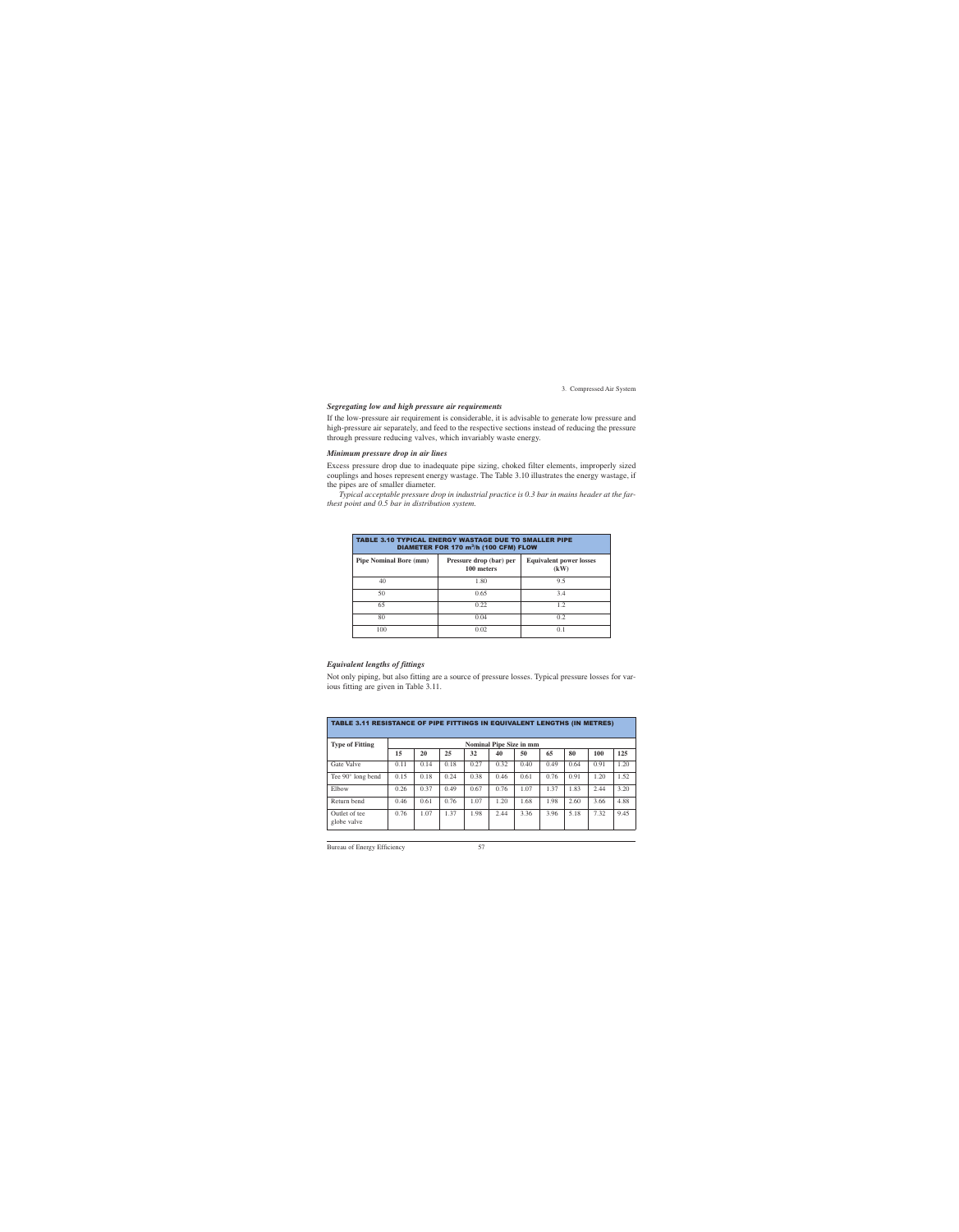### *Segregating low and high pressure air requirements*

If the low-pressure air requirement is considerable, it is advisable to generate low pressure and high-pressure air separately, and feed to the respective sections instead of reducing the pressure through pressure reducing valves, which invariably waste energy.

### *Minimum pressure drop in air lines*

Excess pressure drop due to inadequate pipe sizing, choked filter elements, improperly sized couplings and hoses represent energy wastage. The Table 3.10 illustrates the energy wastage, if the pipes are of smaller diameter.

*Typical acceptable pressure drop in industrial practice is 0.3 bar in mains header at the farthest point and 0.5 bar in distribution system.*

**TABLE 3.10 TYPICAL ENERGY WASTAGE DUE TO SMALLER PIPE DIAMETER FOR 170 $m^3/h$ (100 CFM) FLOW**

| Pipe Nominal Bore (mm) | Pressure drop (bar) per 100 meters | Equivalent power losses (kW) |
|---|---|---|
| 40 | 1.80 | 9.5 |
| 50 | 0.65 | 3.4 |
| 65 | 0.22 | 1.2 |
| 80 | 0.04 | 0.2 |
| 100 | 0.02 | 0.1 |

### *Equivalent lengths of fittings*

Not only piping, but also fitting are a source of pressure losses. Typical pressure losses for various fitting are given in Table 3.11.

**TABLE 3.11 RESISTANCE OF PIPE FITTINGS IN EQUIVALENT LENGTHS (IN METRES)**

| Type of Fitting | Nominal Pipe Size in mm | | | | | | | | | |
|---|---|---|---|---|---|---|---|---|---|---|
| | 15 | 20 | 25 | 32 | 40 | 50 | 65 | 80 | 100 | 125 |
| Gate Valve | 0.11 | 0.14 | 0.18 | 0.27 | 0.32 | 0.40 | 0.49 | 0.64 | 0.91 | 1.20 |
| Tee 90° long bend | 0.15 | 0.18 | 0.24 | 0.38 | 0.46 | 0.61 | 0.76 | 0.91 | 1.20 | 1.52 |
| Elbow | 0.26 | 0.37 | 0.49 | 0.67 | 0.76 | 1.07 | 1.37 | 1.83 | 2.44 | 3.20 |
| Return bend | 0.46 | 0.61 | 0.76 | 1.07 | 1.20 | 1.68 | 1.98 | 2.60 | 3.66 | 4.88 |
| Outlet of tee globe valve | 0.76 | 1.07 | 1.37 | 1.98 | 2.44 | 3.36 | 3.96 | 5.18 | 7.32 | 9.45 |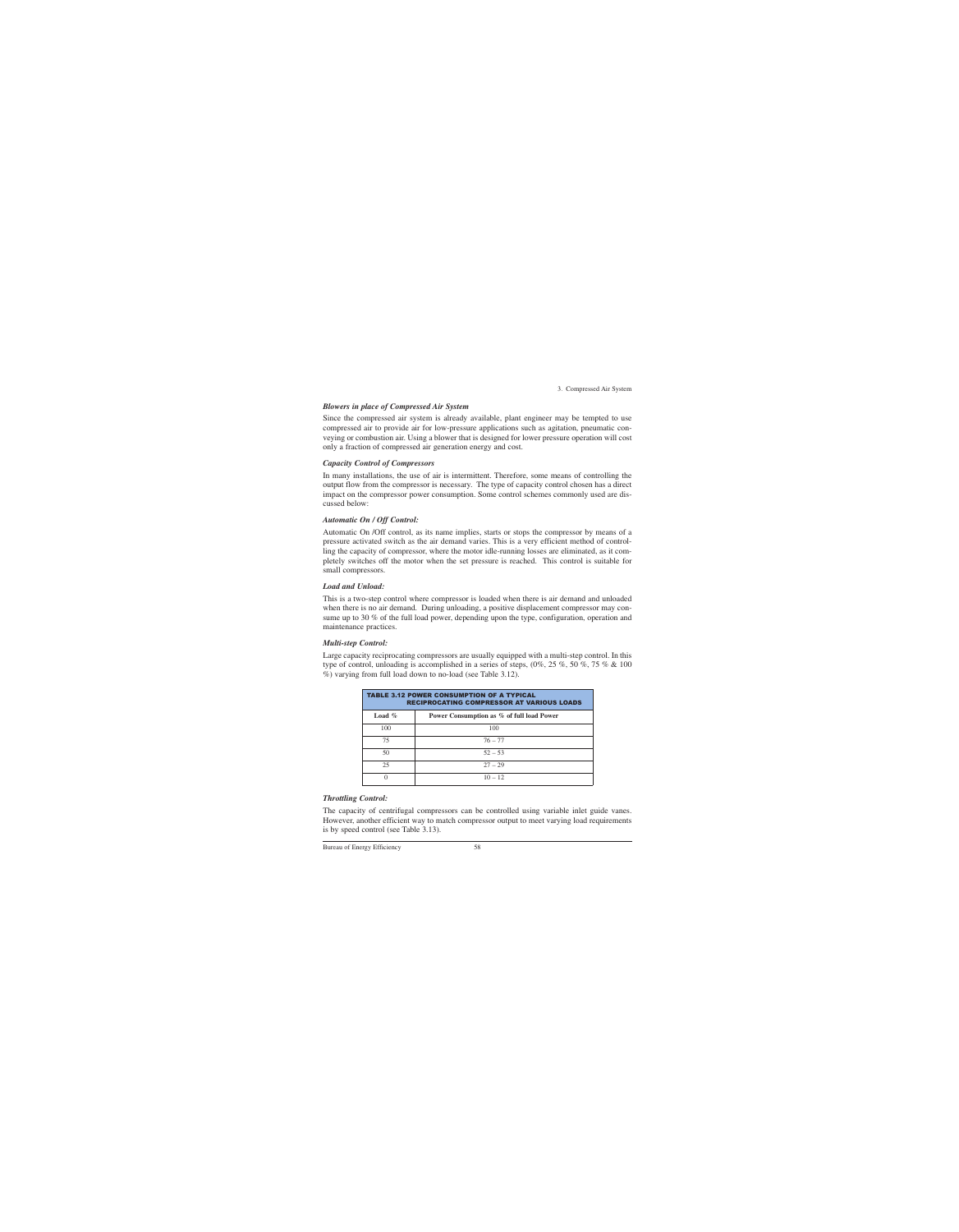### *Blowers in place of Compressed Air System*

Since the compressed air system is already available, plant engineer may be tempted to use compressed air to provide air for low-pressure applications such as agitation, pneumatic conveying or combustion air. Using a blower that is designed for lower pressure operation will cost only a fraction of compressed air generation energy and cost.

### *Capacity Control of Compressors*

In many installations, the use of air is intermittent. Therefore, some means of controlling the output flow from the compressor is necessary. The type of capacity control chosen has a direct impact on the compressor power consumption. Some control schemes commonly used are discussed below:

### *Automatic On / Off Control:*

Automatic On /Off control, as its name implies, starts or stops the compressor by means of a pressure activated switch as the air demand varies. This is a very efficient method of controlling the capacity of compressor, where the motor idle-running losses are eliminated, as it completely switches off the motor when the set pressure is reached. This control is suitable for small compressors.

### *Load and Unload:*

This is a two-step control where compressor is loaded when there is air demand and unloaded when there is no air demand. During unloading, a positive displacement compressor may consume up to 30 % of the full load power, depending upon the type, configuration, operation and maintenance practices.

### *Multi-step Control:*

Large capacity reciprocating compressors are usually equipped with a multi-step control. In this type of control, unloading is accomplished in a series of steps, (0%, 25 %, 50 %, 75 % & 100 %) varying from full load down to no-load (see Table 3.12).

**TABLE 3.12 POWER CONSUMPTION OF A TYPICAL RECIPROCATING COMPRESSOR AT VARIOUS LOADS**

| Load % | Power Consumption as % of full load Power |
|---|---|
| 100 | 100 |
| 75 | 76 – 77 |
| 50 | 52 – 53 |
| 25 | 27 – 29 |
| 0 | 10 – 12 |

### *Throttling Control:*

The capacity of centrifugal compressors can be controlled using variable inlet guide vanes. However, another efficient way to match compressor output to meet varying load requirements is by speed control (see Table 3.13).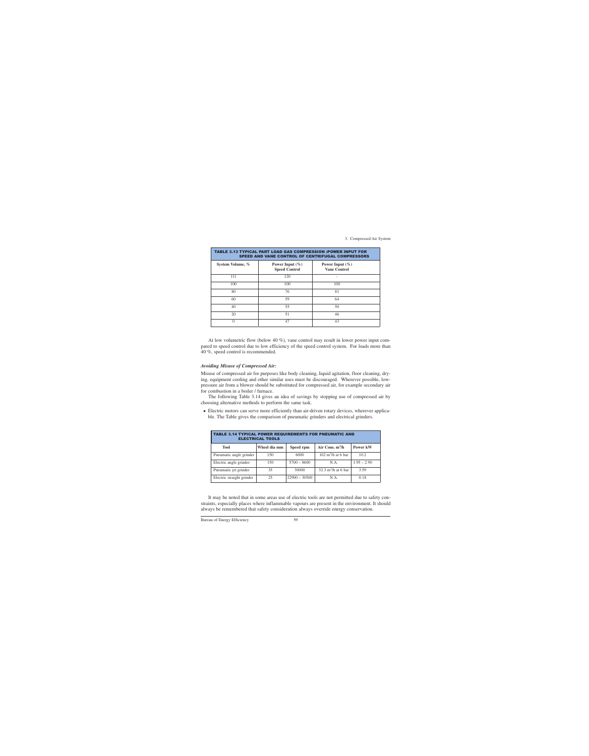**TABLE 3.13 TYPICAL PART LOAD GAS COMPRESSION :POWER INPUT FOR SPEED AND VANE CONTROL OF CENTRIFUGAL COMPRESSORS**

| System Volume, % | Power Input (%) Speed Control | Power Input (%) Vane Control |
|---|---|---|
| 111 | 120 | - |
| 100 | 100 | 100 |
| 80 | 76 | 81 |
| 60 | 59 | 64 |
| 40 | 55 | 50 |
| 20 | 51 | 46 |
| 0 | 47 | 43 |

At low volumetric flow (below 40 %), vane control may result in lower power input compared to speed control due to low efficiency of the speed control system. For loads more than 40 %, speed control is recommended.

### *Avoiding Misuse of Compressed Air:*

Misuse of compressed air for purposes like body cleaning, liquid agitation, floor cleaning, drying, equipment cooling and other similar uses must be discouraged. Wherever possible, low-pressure air from a blower should be substituted for compressed air, for example secondary air for combustion in a boiler / furnace.

The following Table 3.14 gives an idea of savings by stopping use of compressed air by choosing alternative methods to perform the same task.

- Electric motors can serve more efficiently than air-driven rotary devices, wherever applicable. The Table gives the comparison of pneumatic grinders and electrical grinders.

**TABLE 3.14 TYPICAL POWER REQUIREMENTS FOR PNEUMATIC AND ELECTRICAL TOOLS**

| Tool | Wheel dia mm | Speed rpm | Air Cons. $m^3/h$ | Power kW |
|---|---|---|---|---|
| Pneumatic angle grinder | 150 | 6000 | 102 $m^3/h$ at 6 bar | 10.2 |
| Electric angle grinder | 150 | 5700 – 8600 | N.A. | 1.95 – 2.90 |
| Pneumatic jet grinder | 35 | 30000 | 32.3 $m^3/h$ at 6 bar | 3.59 |
| Electric straight grinder | 25 | 22900 – 30500 | N.A. | 0.18 |

It may be noted that in some areas use of electric tools are not permitted due to safety constraints, especially places where inflammable vapours are present in the environment. It should always be remembered that safety consideration always override energy conservation.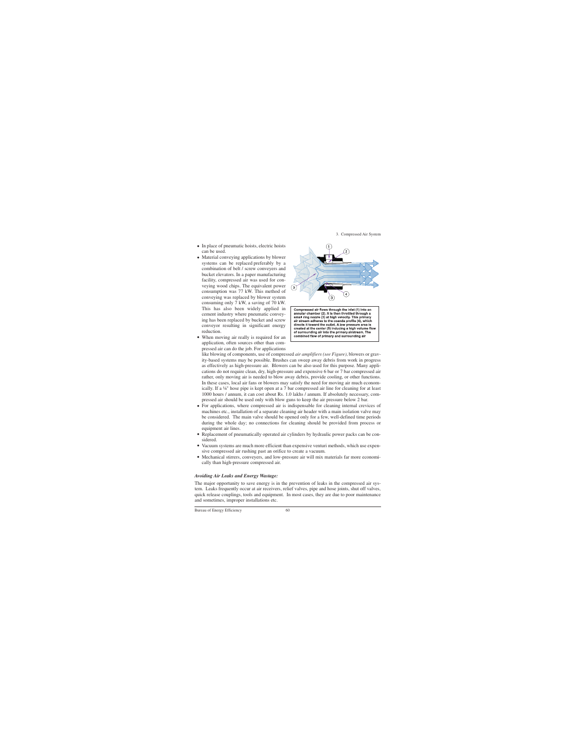- In place of pneumatic hoists, electric hoists can be used.
- Material conveying applications by blower systems can be replaced preferably by a combination of belt / screw conveyers and bucket elevators. In a paper manufacturing facility, compressed air was used for conveying wood chips. The equivalent power consumption was 77 kW. This method of conveying was replaced by blower system consuming only 7 kW, a saving of 70 kW. This has also been widely applied in cement industry where pneumatic conveying has been replaced by bucket and screw conveyor resulting in significant energy reduction.
- When moving air really is required for an application, often sources other than compressed air can do the job. For applications like blowing of components, use of compressed *air amplifiers (see Figure)*, blowers or gravity-based systems may be possible. Brushes can sweep away debris from work in progress as effectively as high-pressure air. Blowers can be also used for this purpose. Many applications do not require clean, dry, high-pressure and expensive 6 bar or 7 bar compressed air rather, only moving air is needed to blow away debris, provide cooling, or other functions. In these cases, local air fans or blowers may satisfy the need for moving air much economically. If a ¼" hose pipe is kept open at a 7 bar compressed air line for cleaning for at least 1000 hours / annum, it can cost about Rs. 1.0 lakhs / annum. If absolutely necessary, compressed air should be used only with blow guns to keep the air pressure below 2 bar.

Compressed air flows through the inlet (1) into an annular chamber (2). It is then throttled through a small ring nozzle (3) at high velocity. This primary air stream adheres to the coanda profile (4), which directs it toward the outlet. A low pressure area is created at the center (5) inducing a high volume flow of surrounding air into the primary airstream. The combined flow of primary and surrounding air

- For applications, where compressed air is indispensable for cleaning internal crevices of machines etc., installation of a separate cleaning air header with a main isolation valve may be considered. The main valve should be opened only for a few, well-defined time periods during the whole day; no connections for cleaning should be provided from process or equipment air lines.
- Replacement of pneumatically operated air cylinders by hydraulic power packs can be considered.
- Vacuum systems are much more efficient than expensive venturi methods, which use expensive compressed air rushing past an orifice to create a vacuum.
- Mechanical stirrers, conveyers, and low-pressure air will mix materials far more economically than high-pressure compressed air.

### *Avoiding Air Leaks and Energy Wastage:*

The major opportunity to save energy is in the prevention of leaks in the compressed air system. Leaks frequently occur at air receivers, relief valves, pipe and hose joints, shut off valves, quick release couplings, tools and equipment. In most cases, they are due to poor maintenance and sometimes, improper installations etc.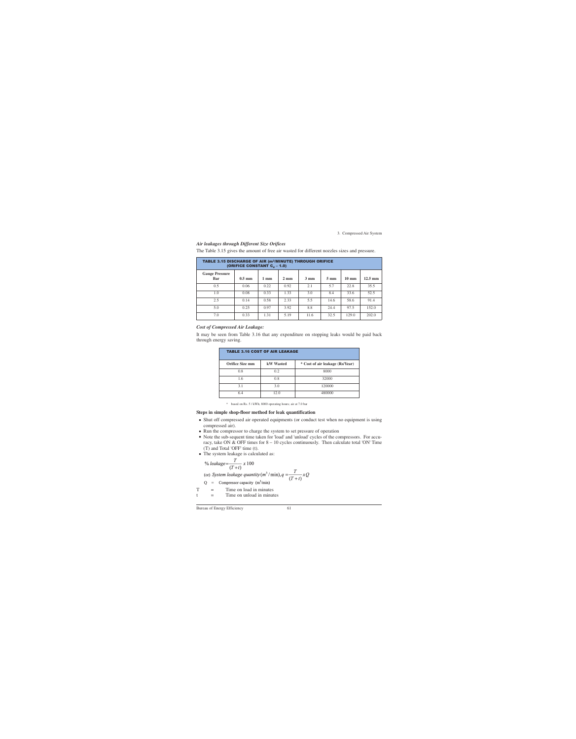### *Air leakages through Different Size Orifices*

The Table 3.15 gives the amount of free air wasted for different nozzles sizes and pressure.

**TABLE 3.15 DISCHARGE OF AIR ($m^3$/MINUTE) THROUGH ORIFICE (ORIFICE CONSTANT $C_d$ – 1.0)**

| Gauge Pressure Bar | 0.5 mm | 1 mm | 2 mm | 3 mm | 5 mm | 10 mm | 12.5 mm |
|---|---|---|---|---|---|---|---|
| 0.5 | 0.06 | 0.22 | 0.92 | 2.1 | 5.7 | 22.8 | 35.5 |
| 1.0 | 0.08 | 0.33 | 1.33 | 3.0 | 8.4 | 33.6 | 52.5 |
| 2.5 | 0.14 | 0.58 | 2.33 | 5.5 | 14.6 | 58.6 | 91.4 |
| 5.0 | 0.25 | 0.97 | 3.92 | 8.8 | 24.4 | 97.5 | 152.0 |
| 7.0 | 0.33 | 1.31 | 5.19 | 11.6 | 32.5 | 129.0 | 202.0 |

### *Cost of Compressed Air Leakage:*

It may be seen from Table 3.16 that any expenditure on stopping leaks would be paid back through energy saving.

**TABLE 3.16 COST OF AIR LEAKAGE**

| Orifice Size mm | kW Wasted | * Cost of air leakage (Rs/Year) |
|---|---|---|
| 0.8 | 0.2 | 8000 |
| 1.6 | 0.8 | 32000 |
| 3.1 | 3.0 | 120000 |
| 6.4 | 12.0 | 480000 |

\* based on Rs. 5 / kWh; 8000 operating hours; air at 7.0 bar

### Steps in simple shop-floor method for leak quantification

- Shut off compressed air operated equipments (or conduct test when no equipment is using compressed air).
- Run the compressor to charge the system to set pressure of operation
- Note the sub-sequent time taken for 'load' and 'unload' cycles of the compressors. For accuracy, take ON & OFF times for 8 – 10 cycles continuously. Then calculate total 'ON' Time (T) and Total 'OFF' time (t).
- The system leakage is calculated as:

$$\%\ leakage = \frac{T}{(T+t)} \times 100$$

(or) *System leakage quantity* $(m^3/\text{min}), q = \frac{T}{(T+t)} \times Q$

Q = Compressor capacity ($m^3$/min)

T = Time on load in minutes

t = Time on unload in minutes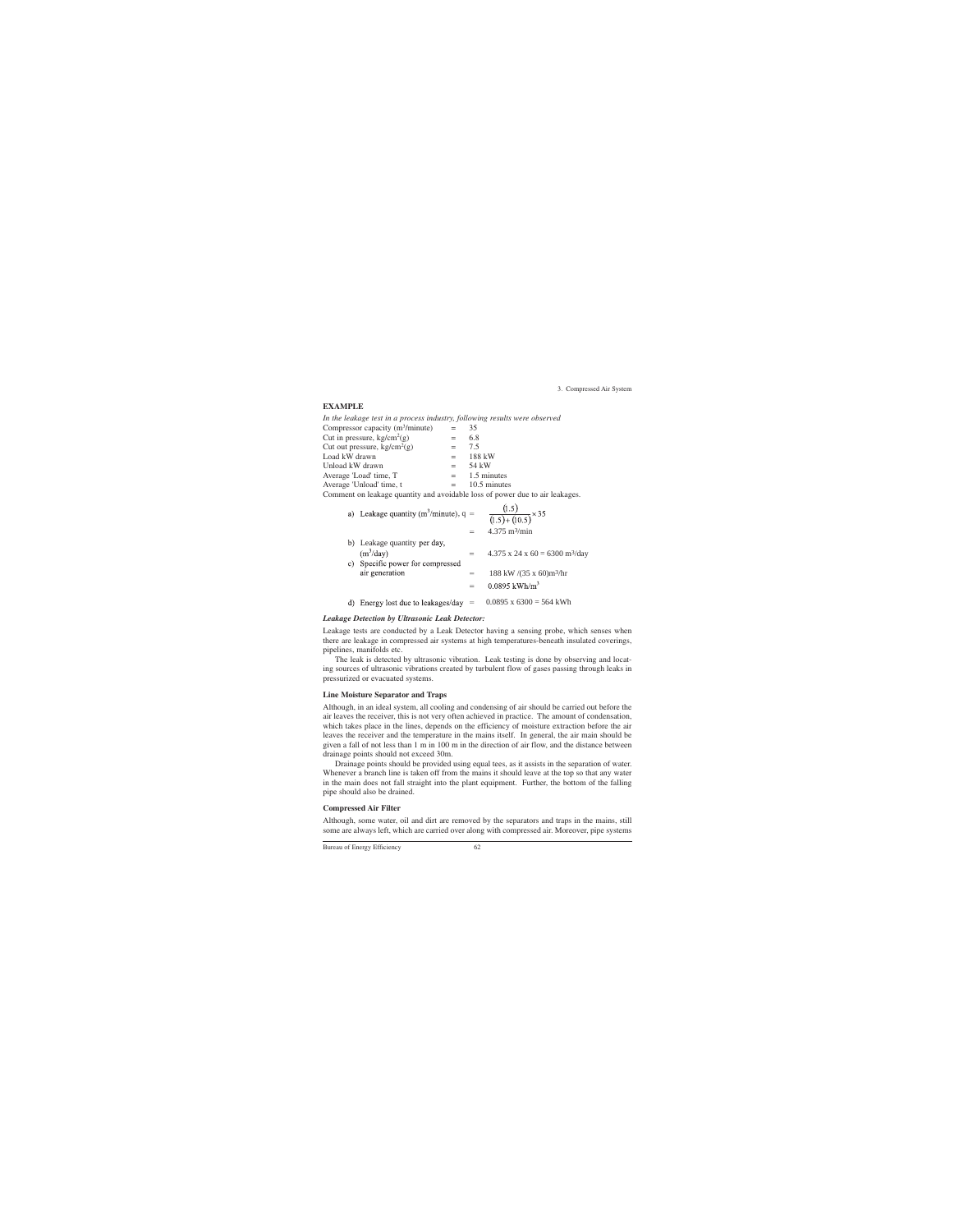## EXAMPLE

*In the leakage test in a process industry, following results were observed*

| | | |
|---|---|---|
| Compressor capacity ($m^3$/minute) | = | 35 |
| Cut in pressure, $kg/cm^2(g)$ | = | 6.8 |
| Cut out pressure, $kg/cm^2(g)$ | = | 7.5 |
| Load kW drawn | = | 188 kW |
| Unload kW drawn | = | 54 kW |
| Average 'Load' time, T | = | 1.5 minutes |
| Average 'Unload' time, t | = | 10.5 minutes |

Comment on leakage quantity and avoidable loss of power due to air leakages.

a) Leakage quantity ($m^3$/minute), q $= \dfrac{(1.5)}{(1.5)+(10.5)} \times 35$

$= 4.375$ $m^3$/min

b) Leakage quantity per day, ($m^3$/day) $= 4.375 \times 24 \times 60 = 6300$ $m^3$/day

c) Specific power for compressed air generation $= 188$ kW $/(35 \times 60)m^3$/hr

$= 0.0895$ kWh/$m^3$

d) Energy lost due to leakages/day $= 0.0895 \times 6300 = 564$ kWh

***Leakage Detection by Ultrasonic Leak Detector:***

Leakage tests are conducted by a Leak Detector having a sensing probe, which senses when there are leakage in compressed air systems at high temperatures-beneath insulated coverings, pipelines, manifolds etc.

The leak is detected by ultrasonic vibration. Leak testing is done by observing and locating sources of ultrasonic vibrations created by turbulent flow of gases passing through leaks in pressurized or evacuated systems.

### Line Moisture Separator and Traps

Although, in an ideal system, all cooling and condensing of air should be carried out before the air leaves the receiver, this is not very often achieved in practice. The amount of condensation, which takes place in the lines, depends on the efficiency of moisture extraction before the air leaves the receiver and the temperature in the mains itself. In general, the air main should be given a fall of not less than 1 m in 100 m in the direction of air flow, and the distance between drainage points should not exceed 30m.

Drainage points should be provided using equal tees, as it assists in the separation of water. Whenever a branch line is taken off from the mains it should leave at the top so that any water in the main does not fall straight into the plant equipment. Further, the bottom of the falling pipe should also be drained.

### Compressed Air Filter

Although, some water, oil and dirt are removed by the separators and traps in the mains, still some are always left, which are carried over along with compressed air. Moreover, pipe systems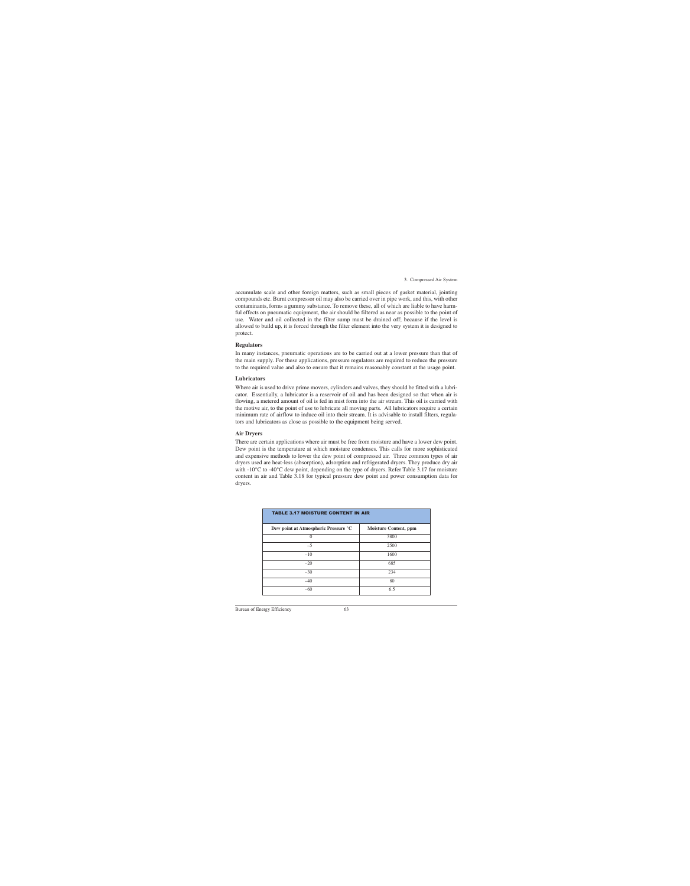accumulate scale and other foreign matters, such as small pieces of gasket material, jointing compounds etc. Burnt compressor oil may also be carried over in pipe work, and this, with other contaminants, forms a gummy substance. To remove these, all of which are liable to have harmful effects on pneumatic equipment, the air should be filtered as near as possible to the point of use. Water and oil collected in the filter sump must be drained off; because if the level is allowed to build up, it is forced through the filter element into the very system it is designed to protect.

### Regulators

In many instances, pneumatic operations are to be carried out at a lower pressure than that of the main supply. For these applications, pressure regulators are required to reduce the pressure to the required value and also to ensure that it remains reasonably constant at the usage point.

### Lubricators

Where air is used to drive prime movers, cylinders and valves, they should be fitted with a lubricator. Essentially, a lubricator is a reservoir of oil and has been designed so that when air is flowing, a metered amount of oil is fed in mist form into the air stream. This oil is carried with the motive air, to the point of use to lubricate all moving parts. All lubricators require a certain minimum rate of airflow to induce oil into their stream. It is advisable to install filters, regulators and lubricators as close as possible to the equipment being served.

### Air Dryers

There are certain applications where air must be free from moisture and have a lower dew point. Dew point is the temperature at which moisture condenses. This calls for more sophisticated and expensive methods to lower the dew point of compressed air. Three common types of air dryers used are heat-less (absorption), adsorption and refrigerated dryers. They produce dry air with -10°C to -40°C dew point, depending on the type of dryers. Refer Table 3.17 for moisture content in air and Table 3.18 for typical pressure dew point and power consumption data for dryers.

**TABLE 3.17 MOISTURE CONTENT IN AIR**

| Dew point at Atmospheric Pressure °C | Moisture Content, ppm |
|---|---|
| 0 | 3800 |
| –5 | 2500 |
| –10 | 1600 |
| –20 | 685 |
| –30 | 234 |
| –40 | 80 |
| –60 | 6.5 |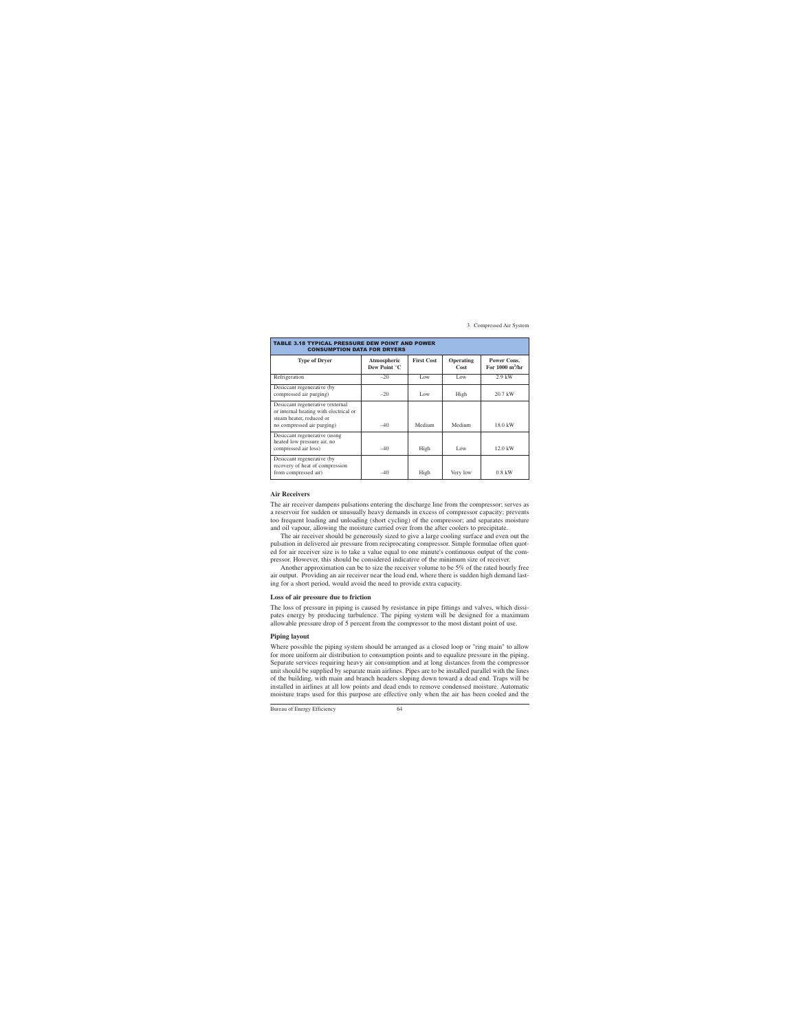**TABLE 3.18 TYPICAL PRESSURE DEW POINT AND POWER CONSUMPTION DATA FOR DRYERS**

| Type of Dryer | Atmospheric Dew Point °C | First Cost | Operating Cost | Power Cons. For 1000 $m^3$/hr |
|---|---|---|---|---|
| Refrigeration | –20 | Low | Low | 2.9 kW |
| Desiccant regenerative (by compressed air purging) | –20 | Low | High | 20.7 kW |
| Desiccant regenerative (external or internal heating with electrical or steam heater, reduced or no compressed air purging) | –40 | Medium | Medium | 18.0 kW |
| Desiccant regenerative (using heated low pressure air, no compressed air loss) | –40 | High | Low | 12.0 kW |
| Desiccant regenerative (by recovery of heat of compression from compressed air) | –40 | High | Very low | 0.8 kW |

### Air Receivers

The air receiver dampens pulsations entering the discharge line from the compressor; serves as a reservoir for sudden or unusually heavy demands in excess of compressor capacity; prevents too frequent loading and unloading (short cycling) of the compressor; and separates moisture and oil vapour, allowing the moisture carried over from the after coolers to precipitate.

The air receiver should be generously sized to give a large cooling surface and even out the pulsation in delivered air pressure from reciprocating compressor. Simple formulae often quoted for air receiver size is to take a value equal to one minute's continuous output of the compressor. However, this should be considered indicative of the minimum size of receiver.

Another approximation can be to size the receiver volume to be 5% of the rated hourly free air output. Providing an air receiver near the load end, where there is sudden high demand lasting for a short period, would avoid the need to provide extra capacity.

### Loss of air pressure due to friction

The loss of pressure in piping is caused by resistance in pipe fittings and valves, which dissipates energy by producing turbulence. The piping system will be designed for a maximum allowable pressure drop of 5 percent from the compressor to the most distant point of use.

### Piping layout

Where possible the piping system should be arranged as a closed loop or "ring main" to allow for more uniform air distribution to consumption points and to equalize pressure in the piping. Separate services requiring heavy air consumption and at long distances from the compressor unit should be supplied by separate main airlines. Pipes are to be installed parallel with the lines of the building, with main and branch headers sloping down toward a dead end. Traps will be installed in airlines at all low points and dead ends to remove condensed moisture. Automatic moisture traps used for this purpose are effective only when the air has been cooled and the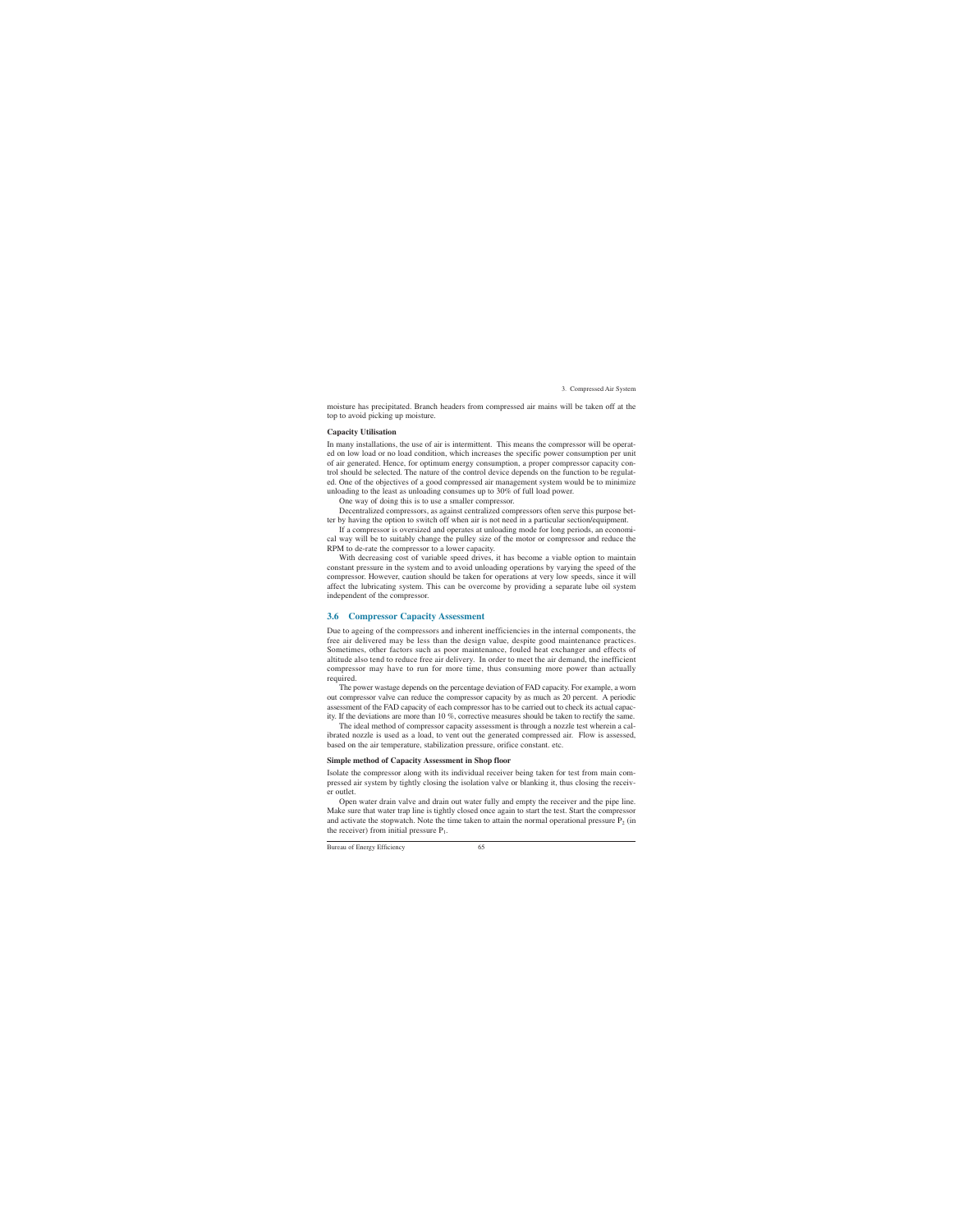moisture has precipitated. Branch headers from compressed air mains will be taken off at the top to avoid picking up moisture.

**Capacity Utilisation**

In many installations, the use of air is intermittent. This means the compressor will be operated on low load or no load condition, which increases the specific power consumption per unit of air generated. Hence, for optimum energy consumption, a proper compressor capacity control should be selected. The nature of the control device depends on the function to be regulated. One of the objectives of a good compressed air management system would be to minimize unloading to the least as unloading consumes up to 30% of full load power.

One way of doing this is to use a smaller compressor.

Decentralized compressors, as against centralized compressors often serve this purpose better by having the option to switch off when air is not need in a particular section/equipment.

If a compressor is oversized and operates at unloading mode for long periods, an economical way will be to suitably change the pulley size of the motor or compressor and reduce the RPM to de-rate the compressor to a lower capacity.

With decreasing cost of variable speed drives, it has become a viable option to maintain constant pressure in the system and to avoid unloading operations by varying the speed of the compressor. However, caution should be taken for operations at very low speeds, since it will affect the lubricating system. This can be overcome by providing a separate lube oil system independent of the compressor.

## 3.6 Compressor Capacity Assessment

Due to ageing of the compressors and inherent inefficiencies in the internal components, the free air delivered may be less than the design value, despite good maintenance practices. Sometimes, other factors such as poor maintenance, fouled heat exchanger and effects of altitude also tend to reduce free air delivery. In order to meet the air demand, the inefficient compressor may have to run for more time, thus consuming more power than actually required.

The power wastage depends on the percentage deviation of FAD capacity. For example, a worn out compressor valve can reduce the compressor capacity by as much as 20 percent. A periodic assessment of the FAD capacity of each compressor has to be carried out to check its actual capacity. If the deviations are more than 10 %, corrective measures should be taken to rectify the same.

The ideal method of compressor capacity assessment is through a nozzle test wherein a calibrated nozzle is used as a load, to vent out the generated compressed air. Flow is assessed, based on the air temperature, stabilization pressure, orifice constant. etc.

**Simple method of Capacity Assessment in Shop floor**

Isolate the compressor along with its individual receiver being taken for test from main compressed air system by tightly closing the isolation valve or blanking it, thus closing the receiver outlet.

Open water drain valve and drain out water fully and empty the receiver and the pipe line. Make sure that water trap line is tightly closed once again to start the test. Start the compressor and activate the stopwatch. Note the time taken to attain the normal operational pressure $P_2$ (in the receiver) from initial pressure $P_1$.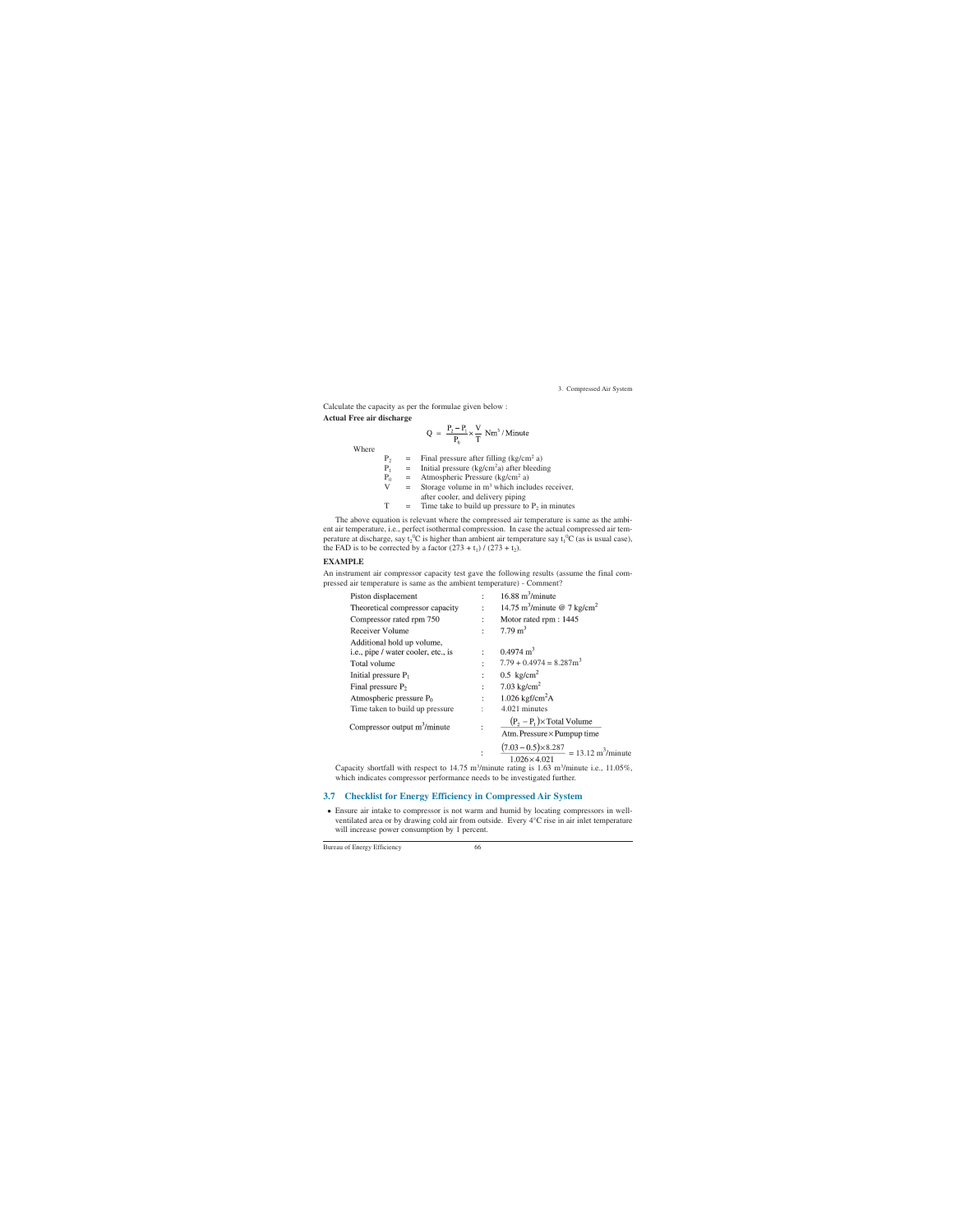Calculate the capacity as per the formulae given below :

**Actual Free air discharge**

$$Q = \frac{P_2 - P_1}{P_0} \times \frac{V}{T} \text{ Nm}^3 / \text{Minute}$$

Where

$P_2$ = Final pressure after filling (kg/cm$^2$ a)
$P_1$ = Initial pressure (kg/cm$^2$a) after bleeding
$P_0$ = Atmospheric Pressure (kg/cm$^2$ a)
V = Storage volume in m$^3$ which includes receiver, after cooler, and delivery piping
T = Time take to build up pressure to $P_2$ in minutes

The above equation is relevant where the compressed air temperature is same as the ambient air temperature, i.e., perfect isothermal compression. In case the actual compressed air temperature at discharge, say $t_2$°C is higher than ambient air temperature say $t_1$°C (as is usual case), the FAD is to be corrected by a factor $(273 + t_1) / (273 + t_2)$.

**EXAMPLE**

An instrument air compressor capacity test gave the following results (assume the final compressed air temperature is same as the ambient temperature) - Comment?

| | | |
|---|---|---|
| Piston displacement | : | 16.88 m$^3$/minute |
| Theoretical compressor capacity | : | 14.75 m$^3$/minute @ 7 kg/cm$^2$ |
| Compressor rated rpm 750 | : | Motor rated rpm : 1445 |
| Receiver Volume | : | 7.79 m$^3$ |
| Additional hold up volume, i.e., pipe / water cooler, etc., is | : | 0.4974 m$^3$ |
| Total volume | : | 7.79 + 0.4974 = 8.287m$^3$ |
| Initial pressure $P_1$ | : | 0.5 kg/cm$^2$ |
| Final pressure $P_2$ | : | 7.03 kg/cm$^2$ |
| Atmospheric pressure $P_0$ | : | 1.026 kgf/cm$^2$A |
| Time taken to build up pressure | : | 4.021 minutes |
| Compressor output m$^3$/minute | : | $\frac{(P_2 - P_1) \times \text{Total Volume}}{\text{Atm. Pressure} \times \text{Pumpup time}}$ |
| | : | $\frac{(7.03 - 0.5) \times 8.287}{1.026 \times 4.021} = 13.12 \text{ m}^3\text{/minute}$ |

Capacity shortfall with respect to 14.75 m$^3$/minute rating is 1.63 m$^3$/minute i.e., 11.05%, which indicates compressor performance needs to be investigated further.

## 3.7 Checklist for Energy Efficiency in Compressed Air System

- Ensure air intake to compressor is not warm and humid by locating compressors in well-ventilated area or by drawing cold air from outside. Every 4°C rise in air inlet temperature will increase power consumption by 1 percent.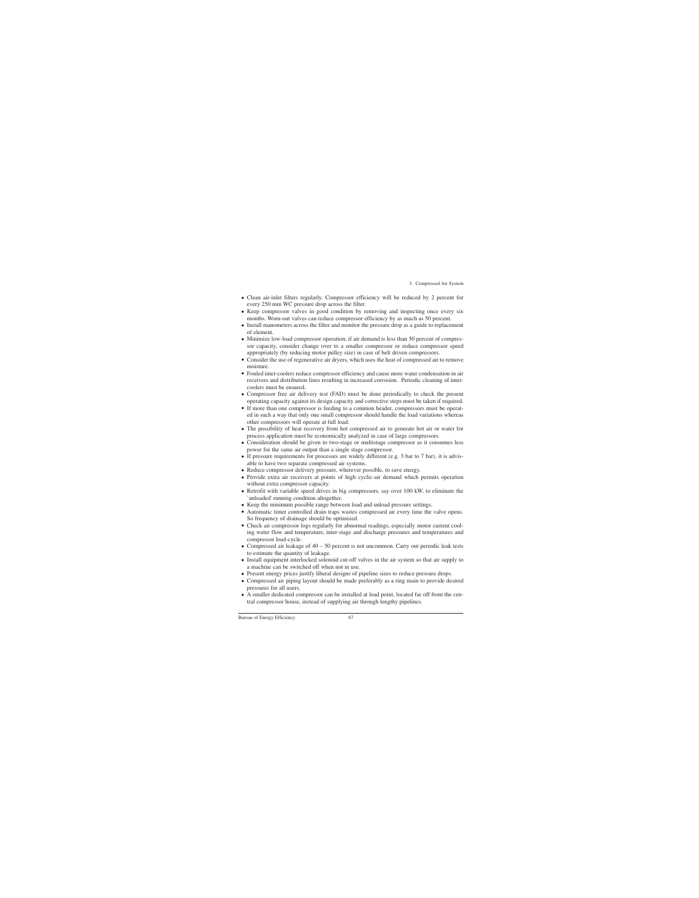- Clean air-inlet filters regularly. Compressor efficiency will be reduced by 2 percent for every 250 mm WC pressure drop across the filter.
- Keep compressor valves in good condition by removing and inspecting once every six months. Worn-out valves can reduce compressor efficiency by as much as 50 percent.
- Install manometers across the filter and monitor the pressure drop as a guide to replacement of element.
- Minimize low-load compressor operation; if air demand is less than 50 percent of compressor capacity, consider change over to a smaller compressor or reduce compressor speed appropriately (by reducing motor pulley size) in case of belt driven compressors.
- Consider the use of regenerative air dryers, which uses the heat of compressed air to remove moisture.
- Fouled inter-coolers reduce compressor efficiency and cause more water condensation in air receivers and distribution lines resulting in increased corrosion. Periodic cleaning of inter-coolers must be ensured.
- Compressor free air delivery test (FAD) must be done periodically to check the present operating capacity against its design capacity and corrective steps must be taken if required.
- If more than one compressor is feeding to a common header, compressors must be operated in such a way that only one small compressor should handle the load variations whereas other compressors will operate at full load.
- The possibility of heat recovery from hot compressed air to generate hot air or water for process application must be economically analyzed in case of large compressors.
- Consideration should be given to two-stage or multistage compressor as it consumes less power for the same air output than a single stage compressor.
- If pressure requirements for processes are widely different (e.g. 3 bar to 7 bar), it is advisable to have two separate compressed air systems.
- Reduce compressor delivery pressure, wherever possible, to save energy.
- Provide extra air receivers at points of high cyclic-air demand which permits operation without extra compressor capacity.
- Retrofit with variable speed drives in big compressors, say over 100 kW, to eliminate the 'unloaded' running condition altogether.
- Keep the minimum possible range between load and unload pressure settings.
- Automatic timer controlled drain traps wastes compressed air every time the valve opens. So frequency of drainage should be optimized.
- Check air compressor logs regularly for abnormal readings, especially motor current cooling water flow and temperature, inter-stage and discharge pressures and temperatures and compressor load-cycle.
- Compressed air leakage of 40 – 50 percent is not uncommon. Carry out periodic leak tests to estimate the quantity of leakage.
- Install equipment interlocked solenoid cut-off valves in the air system so that air supply to a machine can be switched off when not in use.
- Present energy prices justify liberal designs of pipeline sizes to reduce pressure drops.
- Compressed air piping layout should be made preferably as a ring main to provide desired pressures for all users.
- A smaller dedicated compressor can be installed at load point, located far off from the central compressor house, instead of supplying air through lengthy pipelines.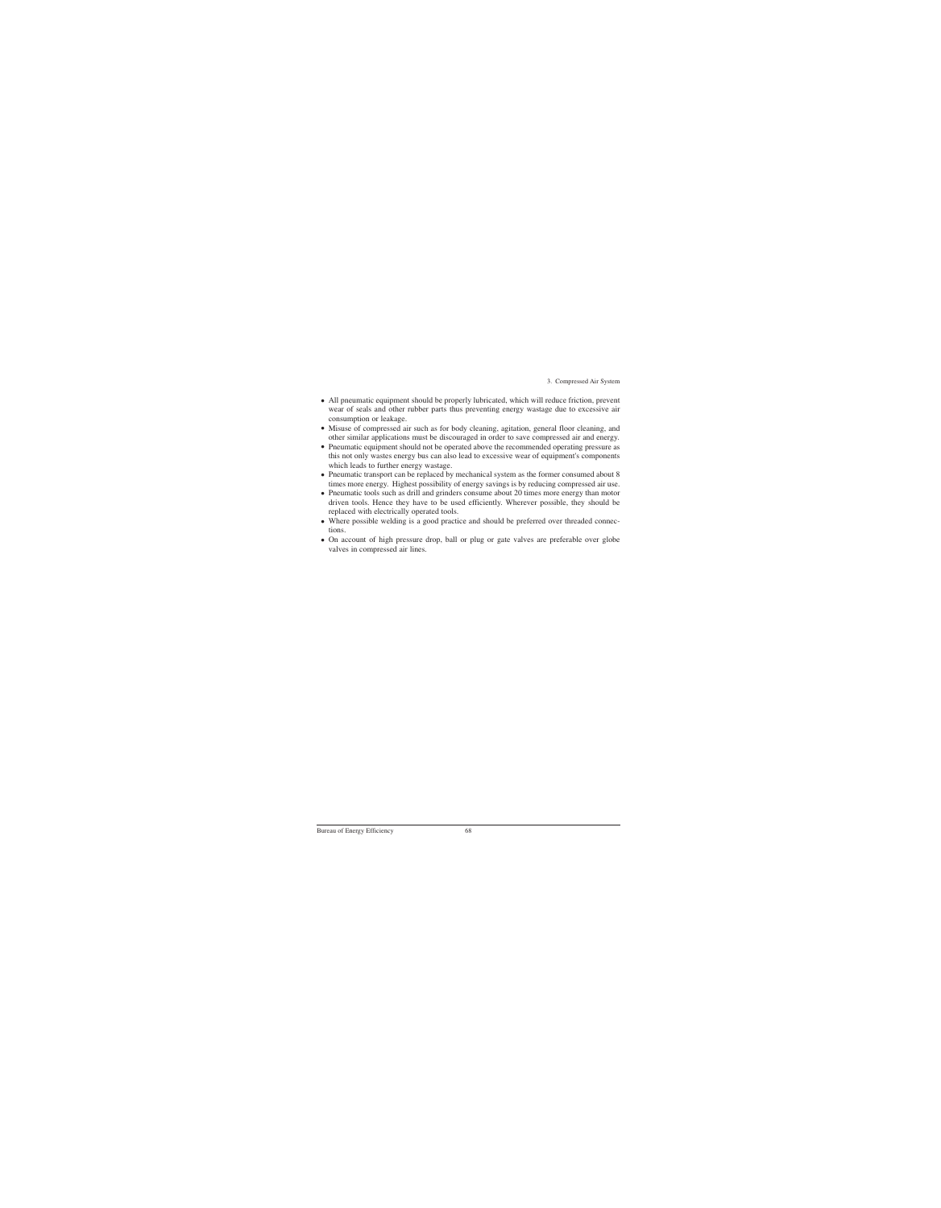- All pneumatic equipment should be properly lubricated, which will reduce friction, prevent wear of seals and other rubber parts thus preventing energy wastage due to excessive air consumption or leakage.
- Misuse of compressed air such as for body cleaning, agitation, general floor cleaning, and other similar applications must be discouraged in order to save compressed air and energy.
- Pneumatic equipment should not be operated above the recommended operating pressure as this not only wastes energy bus can also lead to excessive wear of equipment's components which leads to further energy wastage.
- Pneumatic transport can be replaced by mechanical system as the former consumed about 8 times more energy. Highest possibility of energy savings is by reducing compressed air use.
- Pneumatic tools such as drill and grinders consume about 20 times more energy than motor driven tools. Hence they have to be used efficiently. Wherever possible, they should be replaced with electrically operated tools.
- Where possible welding is a good practice and should be preferred over threaded connections.
- On account of high pressure drop, ball or plug or gate valves are preferable over globe valves in compressed air lines.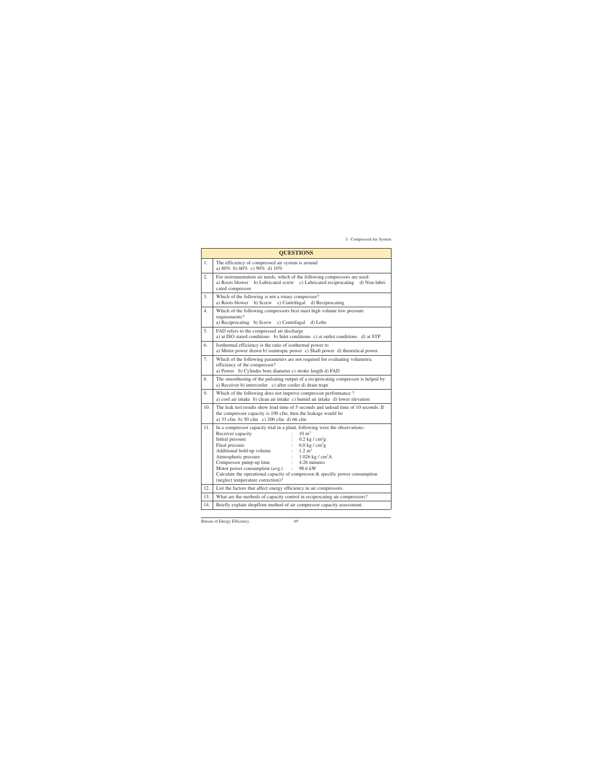## QUESTIONS

| | |
|---|---|
| 1. | The efficiency of compressed air system is around<br>a) 80% b) 60% c) 90% d) 10% |
| 2. | For instrumentation air needs, which of the following compressors are used:<br>a) Roots blower b) Lubricated screw c) Lubricated reciprocating d) Non-lubricated compressor |
| 3. | Which of the following is not a rotary compressor?<br>a) Roots blower b) Screw c) Centrifugal d) Reciprocating |
| 4. | Which of the following compressors best meet high volume low pressure requirements?<br>a) Reciprocating b) Screw c) Centrifugal d) Lobe |
| 5. | FAD refers to the compressed air discharge<br>a) at ISO stated conditions b) Inlet conditions c) at outlet conditions d) at STP |
| 6. | Isothermal efficiency is the ratio of isothermal power to<br>a) Motor power drawn b) isentropic power c) Shaft power d) theoretical power |
| 7. | Which of the following parameters are not required for evaluating volumetric efficiency of the compressor?<br>a) Power b) Cylinder bore diameter c) stroke length d) FAD |
| 8. | The smoothening of the pulsating output of a reciprocating compressor is helped by<br>a) Receiver b) intercooler c) after cooler d) drain traps |
| 9. | Which of the following does not improve compressor performance ?<br>a) cool air intake b) clean air intake c) humid air intake d) lower elevation |
| 10. | The leak test results show load time of 5 seconds and unload time of 10 seconds. If the compressor capacity is 100 cfm, then the leakage would be<br>a) 33 cfm b) 50 cfm c) 200 cfm d) 66 cfm |
| 11. | In a compressor capacity trial in a plant, following were the observations:<br>Receiver capacity : $10\ m^3$<br>Initial pressure : $0.2\ kg/cm^2g$<br>Final pressure : $6.0\ kg/cm^2g$<br>Additional hold-up volume : $1.2\ m^3$<br>Atmospheric pressure : $1.026\ kg/cm^2A$<br>Compressor pump-up time : 4.26 minutes<br>Motor power consumption (avg.) : 98.6 kW<br>Calculate the operational capacity of compressor & specific power consumption (neglect temperature correction)? |
| 12. | List the factors that affect energy efficiency in air compressors. |
| 13. | What are the methods of capacity control in reciprocating air compressors? |
| 14. | Briefly explain shopfloor method of air compressor capacity assessment. |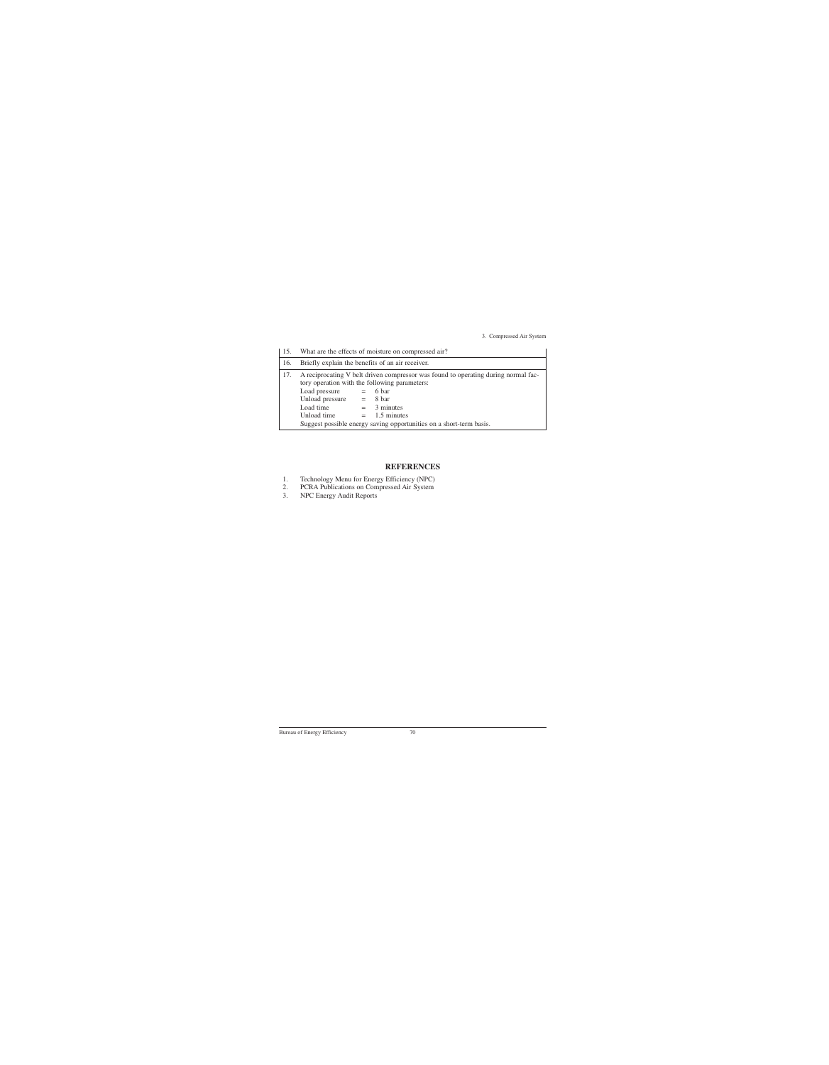| | |
|---|---|
| 15. | What are the effects of moisture on compressed air? |
| 16. | Briefly explain the benefits of an air receiver. |
| 17. | A reciprocating V belt driven compressor was found to operating during normal factory operation with the following parameters:<br>Load pressure = 6 bar<br>Unload pressure = 8 bar<br>Load time = 3 minutes<br>Unload time = 1.5 minutes<br>Suggest possible energy saving opportunities on a short-term basis. |

## REFERENCES

1. Technology Menu for Energy Efficiency (NPC)
2. PCRA Publications on Compressed Air System
3. NPC Energy Audit Reports